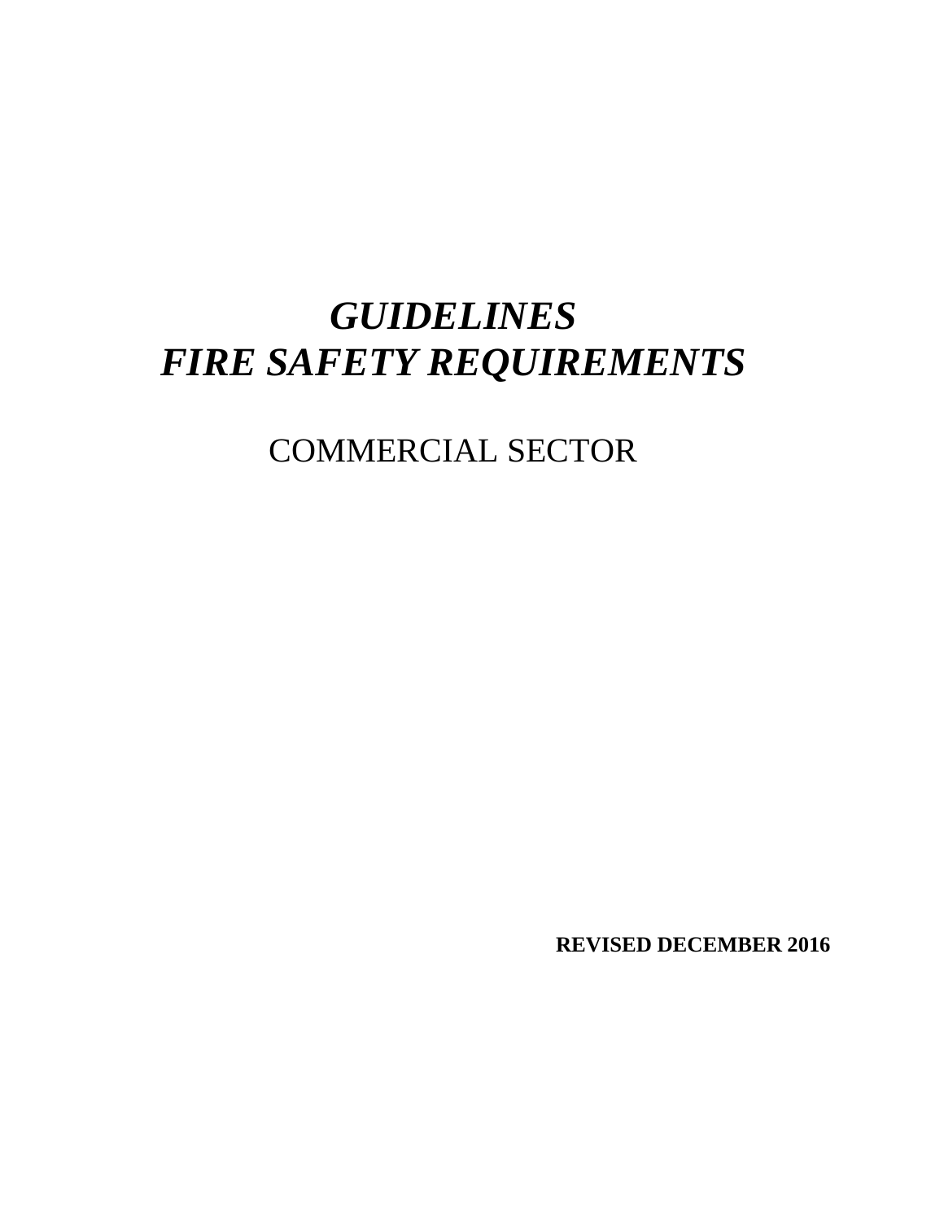# *GUIDELINES*
# *FIRE SAFETY REQUIREMENTS*

## COMMERCIAL SECTOR

**REVISED DECEMBER 2016**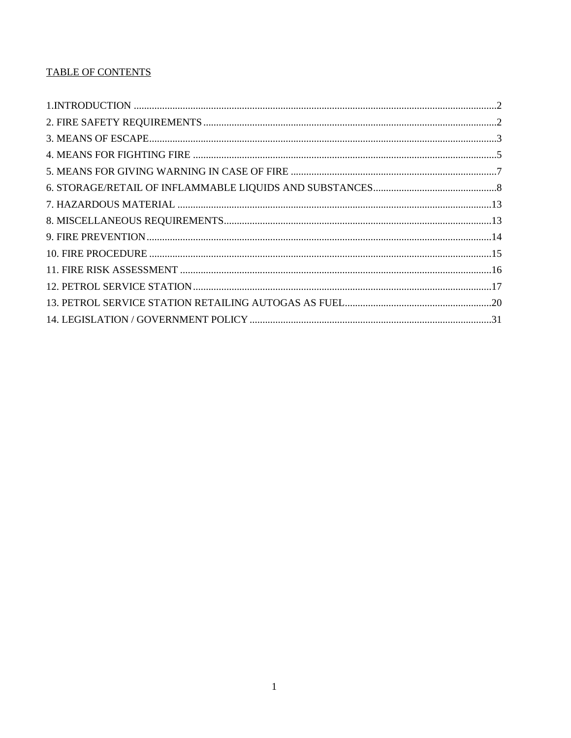## TABLE OF CONTENTS

1.INTRODUCTION ....................................................................................................................................2
2. FIRE SAFETY REQUIREMENTS ..........................................................................................................2
3. MEANS OF ESCAPE..............................................................................................................................3
4. MEANS FOR FIGHTING FIRE ..............................................................................................................5
5. MEANS FOR GIVING WARNING IN CASE OF FIRE .........................................................................7
6. STORAGE/RETAIL OF INFLAMMABLE LIQUIDS AND SUBSTANCES..........................................8
7. HAZARDOUS MATERIAL .................................................................................................................13
8. MISCELLANEOUS REQUIREMENTS................................................................................................13
9. FIRE PREVENTION.............................................................................................................................14
10. FIRE PROCEDURE ............................................................................................................................15
11. FIRE RISK ASSESSMENT .................................................................................................................16
12. PETROL SERVICE STATION.............................................................................................................17
13. PETROL SERVICE STATION RETAILING AUTOGAS AS FUEL....................................................20
14. LEGISLATION / GOVERNMENT POLICY .......................................................................................31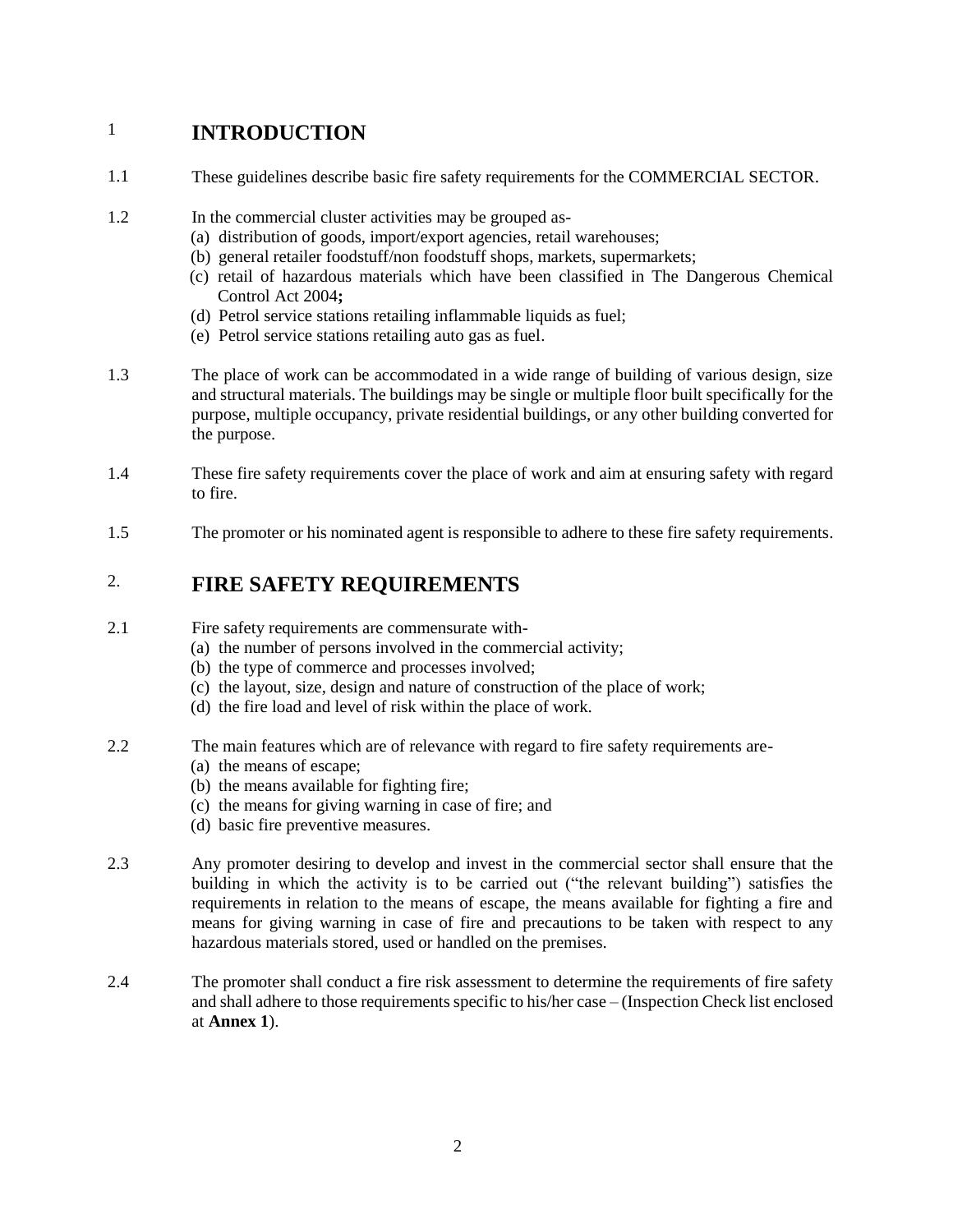# 1 INTRODUCTION

1.1 These guidelines describe basic fire safety requirements for the COMMERCIAL SECTOR.

1.2 In the commercial cluster activities may be grouped as-

(a) distribution of goods, import/export agencies, retail warehouses;
(b) general retailer foodstuff/non foodstuff shops, markets, supermarkets;
(c) retail of hazardous materials which have been classified in The Dangerous Chemical Control Act 2004**;**
(d) Petrol service stations retailing inflammable liquids as fuel;
(e) Petrol service stations retailing auto gas as fuel.

1.3 The place of work can be accommodated in a wide range of building of various design, size and structural materials. The buildings may be single or multiple floor built specifically for the purpose, multiple occupancy, private residential buildings, or any other building converted for the purpose.

1.4 These fire safety requirements cover the place of work and aim at ensuring safety with regard to fire.

1.5 The promoter or his nominated agent is responsible to adhere to these fire safety requirements.

# 2. FIRE SAFETY REQUIREMENTS

2.1 Fire safety requirements are commensurate with-

(a) the number of persons involved in the commercial activity;
(b) the type of commerce and processes involved;
(c) the layout, size, design and nature of construction of the place of work;
(d) the fire load and level of risk within the place of work.

2.2 The main features which are of relevance with regard to fire safety requirements are-

(a) the means of escape;
(b) the means available for fighting fire;
(c) the means for giving warning in case of fire; and
(d) basic fire preventive measures.

2.3 Any promoter desiring to develop and invest in the commercial sector shall ensure that the building in which the activity is to be carried out ("the relevant building") satisfies the requirements in relation to the means of escape, the means available for fighting a fire and means for giving warning in case of fire and precautions to be taken with respect to any hazardous materials stored, used or handled on the premises.

2.4 The promoter shall conduct a fire risk assessment to determine the requirements of fire safety and shall adhere to those requirements specific to his/her case – (Inspection Check list enclosed at **Annex 1**).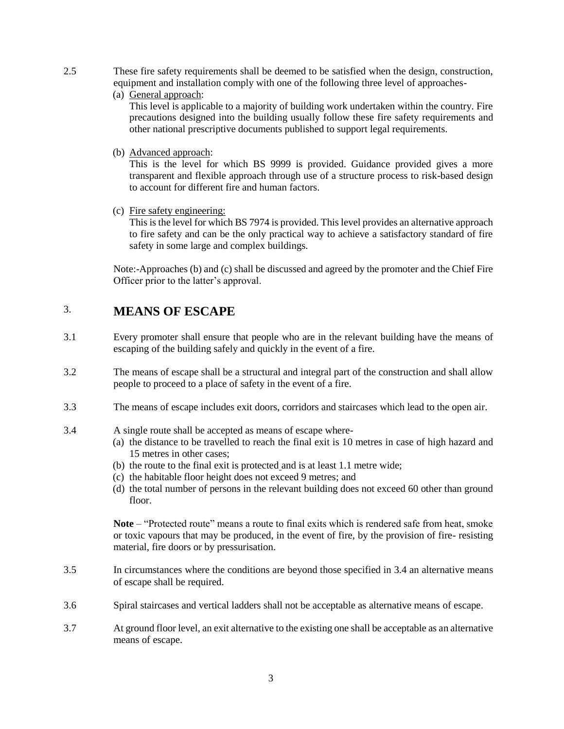2.5 These fire safety requirements shall be deemed to be satisfied when the design, construction, equipment and installation comply with one of the following three level of approaches-

(a) General approach:
This level is applicable to a majority of building work undertaken within the country. Fire precautions designed into the building usually follow these fire safety requirements and other national prescriptive documents published to support legal requirements.

(b) Advanced approach:
This is the level for which BS 9999 is provided. Guidance provided gives a more transparent and flexible approach through use of a structure process to risk-based design to account for different fire and human factors.

(c) Fire safety engineering:
This is the level for which BS 7974 is provided. This level provides an alternative approach to fire safety and can be the only practical way to achieve a satisfactory standard of fire safety in some large and complex buildings.

Note:-Approaches (b) and (c) shall be discussed and agreed by the promoter and the Chief Fire Officer prior to the latter's approval.

# 3. MEANS OF ESCAPE

3.1 Every promoter shall ensure that people who are in the relevant building have the means of escaping of the building safely and quickly in the event of a fire.

3.2 The means of escape shall be a structural and integral part of the construction and shall allow people to proceed to a place of safety in the event of a fire.

3.3 The means of escape includes exit doors, corridors and staircases which lead to the open air.

3.4 A single route shall be accepted as means of escape where-

(a) the distance to be travelled to reach the final exit is 10 metres in case of high hazard and 15 metres in other cases;
(b) the route to the final exit is protected and is at least 1.1 metre wide;
(c) the habitable floor height does not exceed 9 metres; and
(d) the total number of persons in the relevant building does not exceed 60 other than ground floor.

**Note** – "Protected route" means a route to final exits which is rendered safe from heat, smoke or toxic vapours that may be produced, in the event of fire, by the provision of fire- resisting material, fire doors or by pressurisation.

3.5 In circumstances where the conditions are beyond those specified in 3.4 an alternative means of escape shall be required.

3.6 Spiral staircases and vertical ladders shall not be acceptable as alternative means of escape.

3.7 At ground floor level, an exit alternative to the existing one shall be acceptable as an alternative means of escape.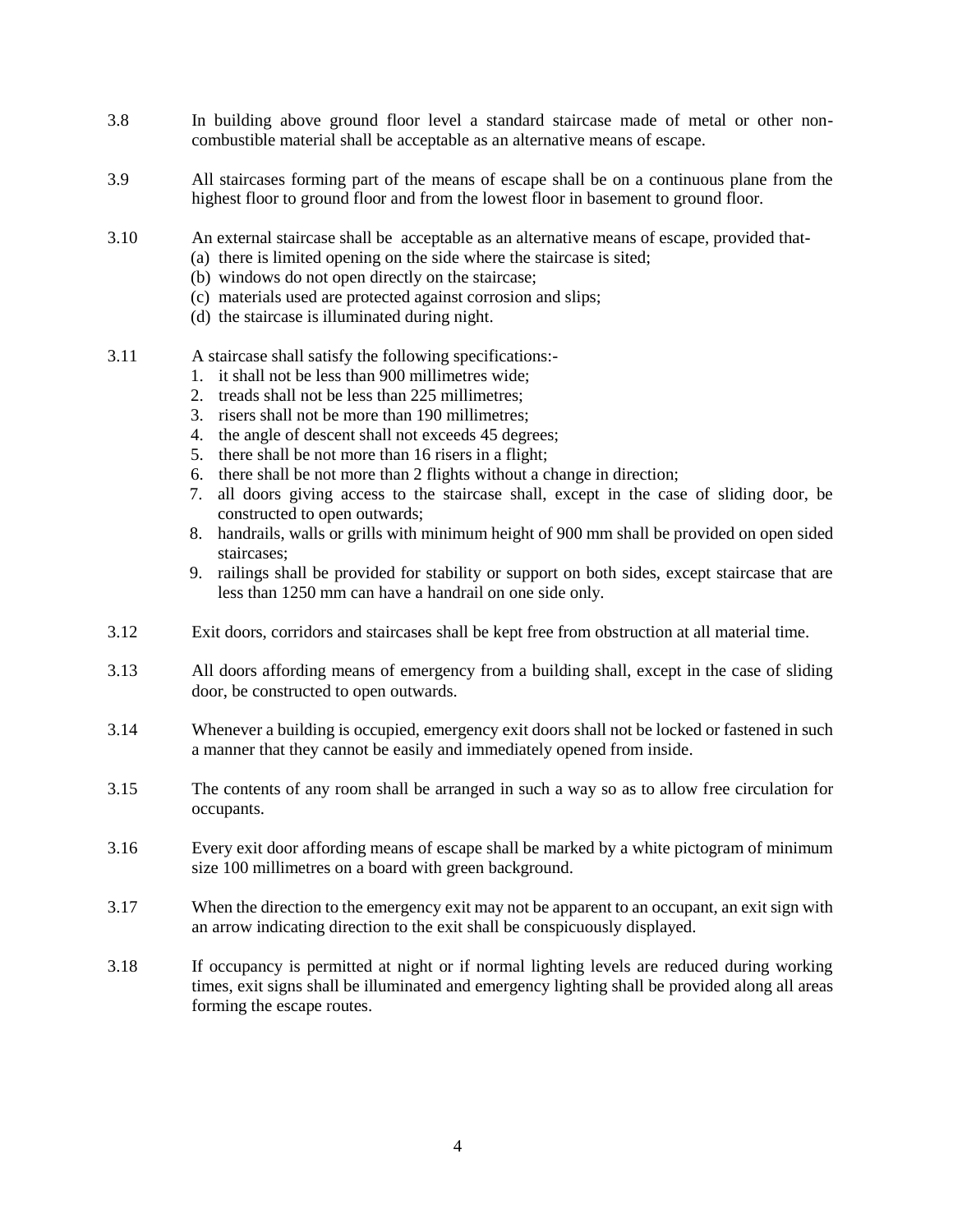3.8 In building above ground floor level a standard staircase made of metal or other non-combustible material shall be acceptable as an alternative means of escape.

3.9 All staircases forming part of the means of escape shall be on a continuous plane from the highest floor to ground floor and from the lowest floor in basement to ground floor.

3.10 An external staircase shall be acceptable as an alternative means of escape, provided that-

(a) there is limited opening on the side where the staircase is sited;
(b) windows do not open directly on the staircase;
(c) materials used are protected against corrosion and slips;
(d) the staircase is illuminated during night.

3.11 A staircase shall satisfy the following specifications:-

1. it shall not be less than 900 millimetres wide;
2. treads shall not be less than 225 millimetres;
3. risers shall not be more than 190 millimetres;
4. the angle of descent shall not exceeds 45 degrees;
5. there shall be not more than 16 risers in a flight;
6. there shall be not more than 2 flights without a change in direction;
7. all doors giving access to the staircase shall, except in the case of sliding door, be constructed to open outwards;
8. handrails, walls or grills with minimum height of 900 mm shall be provided on open sided staircases;
9. railings shall be provided for stability or support on both sides, except staircase that are less than 1250 mm can have a handrail on one side only.

3.12 Exit doors, corridors and staircases shall be kept free from obstruction at all material time.

3.13 All doors affording means of emergency from a building shall, except in the case of sliding door, be constructed to open outwards.

3.14 Whenever a building is occupied, emergency exit doors shall not be locked or fastened in such a manner that they cannot be easily and immediately opened from inside.

3.15 The contents of any room shall be arranged in such a way so as to allow free circulation for occupants.

3.16 Every exit door affording means of escape shall be marked by a white pictogram of minimum size 100 millimetres on a board with green background.

3.17 When the direction to the emergency exit may not be apparent to an occupant, an exit sign with an arrow indicating direction to the exit shall be conspicuously displayed.

3.18 If occupancy is permitted at night or if normal lighting levels are reduced during working times, exit signs shall be illuminated and emergency lighting shall be provided along all areas forming the escape routes.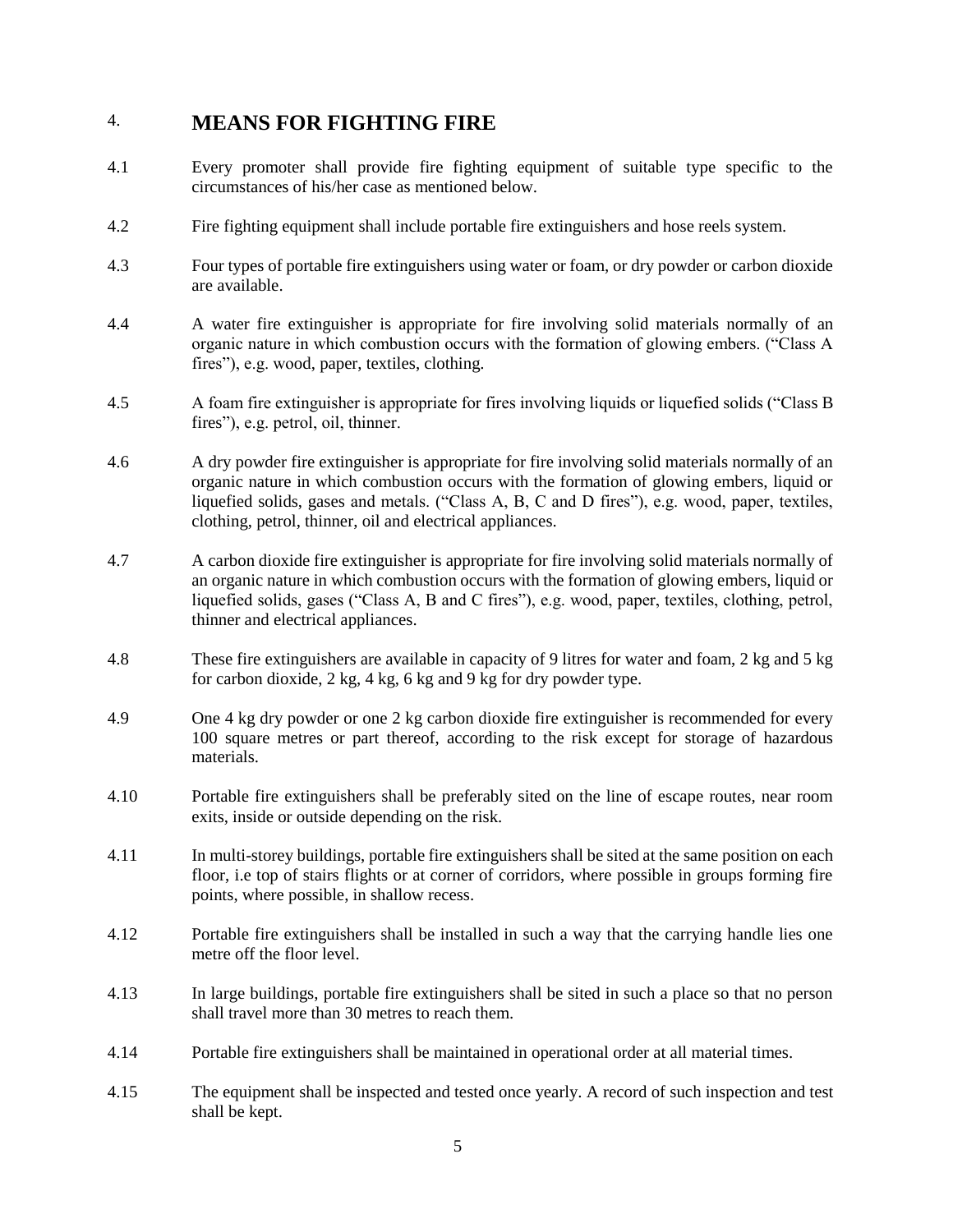## 4. MEANS FOR FIGHTING FIRE

4.1 Every promoter shall provide fire fighting equipment of suitable type specific to the circumstances of his/her case as mentioned below.

4.2 Fire fighting equipment shall include portable fire extinguishers and hose reels system.

4.3 Four types of portable fire extinguishers using water or foam, or dry powder or carbon dioxide are available.

4.4 A water fire extinguisher is appropriate for fire involving solid materials normally of an organic nature in which combustion occurs with the formation of glowing embers. ("Class A fires"), e.g. wood, paper, textiles, clothing.

4.5 A foam fire extinguisher is appropriate for fires involving liquids or liquefied solids ("Class B fires"), e.g. petrol, oil, thinner.

4.6 A dry powder fire extinguisher is appropriate for fire involving solid materials normally of an organic nature in which combustion occurs with the formation of glowing embers, liquid or liquefied solids, gases and metals. ("Class A, B, C and D fires"), e.g. wood, paper, textiles, clothing, petrol, thinner, oil and electrical appliances.

4.7 A carbon dioxide fire extinguisher is appropriate for fire involving solid materials normally of an organic nature in which combustion occurs with the formation of glowing embers, liquid or liquefied solids, gases ("Class A, B and C fires"), e.g. wood, paper, textiles, clothing, petrol, thinner and electrical appliances.

4.8 These fire extinguishers are available in capacity of 9 litres for water and foam, 2 kg and 5 kg for carbon dioxide, 2 kg, 4 kg, 6 kg and 9 kg for dry powder type.

4.9 One 4 kg dry powder or one 2 kg carbon dioxide fire extinguisher is recommended for every 100 square metres or part thereof, according to the risk except for storage of hazardous materials.

4.10 Portable fire extinguishers shall be preferably sited on the line of escape routes, near room exits, inside or outside depending on the risk.

4.11 In multi-storey buildings, portable fire extinguishers shall be sited at the same position on each floor, i.e top of stairs flights or at corner of corridors, where possible in groups forming fire points, where possible, in shallow recess.

4.12 Portable fire extinguishers shall be installed in such a way that the carrying handle lies one metre off the floor level.

4.13 In large buildings, portable fire extinguishers shall be sited in such a place so that no person shall travel more than 30 metres to reach them.

4.14 Portable fire extinguishers shall be maintained in operational order at all material times.

4.15 The equipment shall be inspected and tested once yearly. A record of such inspection and test shall be kept.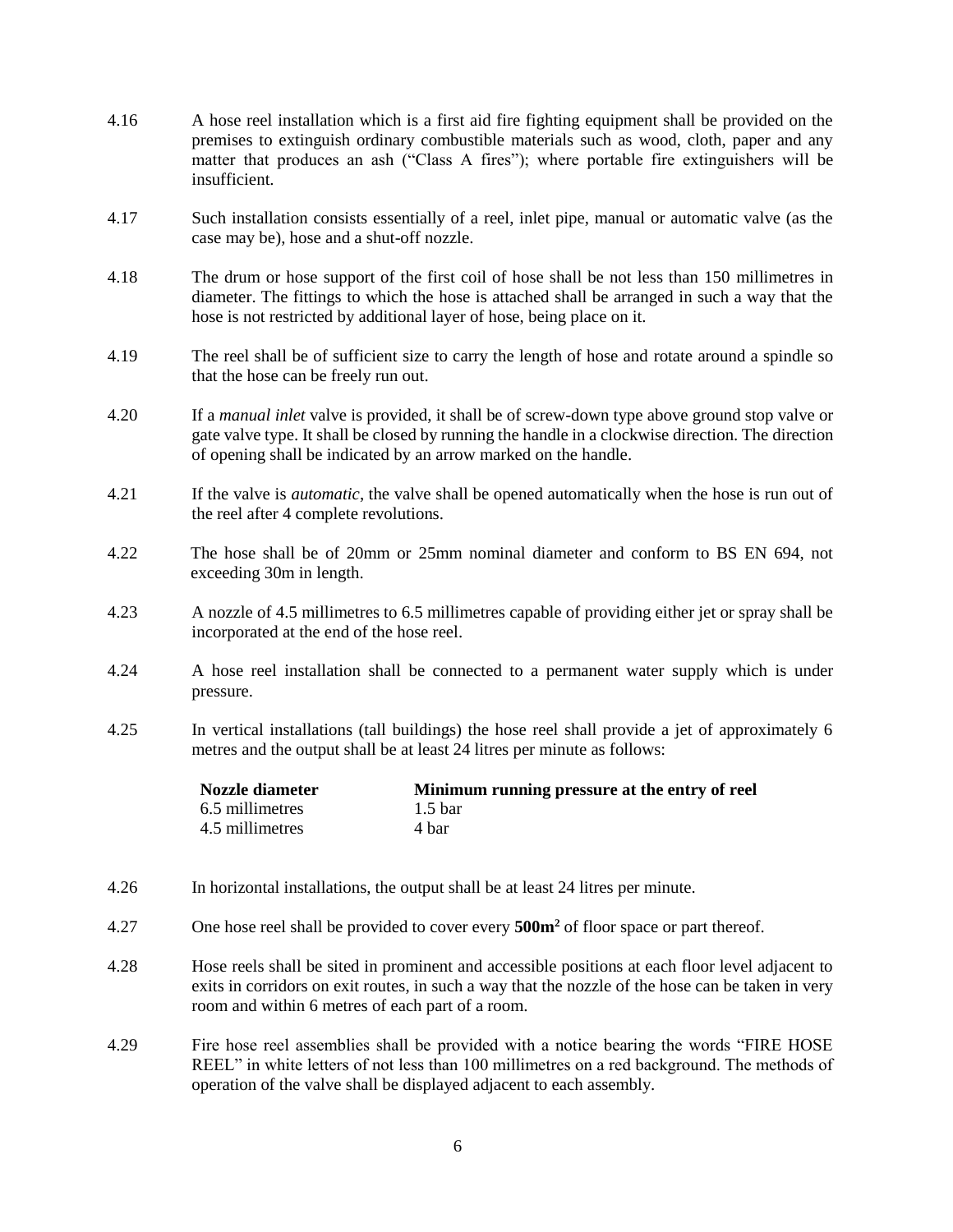4.16 A hose reel installation which is a first aid fire fighting equipment shall be provided on the premises to extinguish ordinary combustible materials such as wood, cloth, paper and any matter that produces an ash ("Class A fires"); where portable fire extinguishers will be insufficient.

4.17 Such installation consists essentially of a reel, inlet pipe, manual or automatic valve (as the case may be), hose and a shut-off nozzle.

4.18 The drum or hose support of the first coil of hose shall be not less than 150 millimetres in diameter. The fittings to which the hose is attached shall be arranged in such a way that the hose is not restricted by additional layer of hose, being place on it.

4.19 The reel shall be of sufficient size to carry the length of hose and rotate around a spindle so that the hose can be freely run out.

4.20 If a *manual inlet* valve is provided, it shall be of screw-down type above ground stop valve or gate valve type. It shall be closed by running the handle in a clockwise direction. The direction of opening shall be indicated by an arrow marked on the handle.

4.21 If the valve is *automatic*, the valve shall be opened automatically when the hose is run out of the reel after 4 complete revolutions.

4.22 The hose shall be of 20mm or 25mm nominal diameter and conform to BS EN 694, not exceeding 30m in length.

4.23 A nozzle of 4.5 millimetres to 6.5 millimetres capable of providing either jet or spray shall be incorporated at the end of the hose reel.

4.24 A hose reel installation shall be connected to a permanent water supply which is under pressure.

4.25 In vertical installations (tall buildings) the hose reel shall provide a jet of approximately 6 metres and the output shall be at least 24 litres per minute as follows:

| **Nozzle diameter** | **Minimum running pressure at the entry of reel** |
|---|---|
| 6.5 millimetres | 1.5 bar |
| 4.5 millimetres | 4 bar |

4.26 In horizontal installations, the output shall be at least 24 litres per minute.

4.27 One hose reel shall be provided to cover every **500m²** of floor space or part thereof.

4.28 Hose reels shall be sited in prominent and accessible positions at each floor level adjacent to exits in corridors on exit routes, in such a way that the nozzle of the hose can be taken in very room and within 6 metres of each part of a room.

4.29 Fire hose reel assemblies shall be provided with a notice bearing the words "FIRE HOSE REEL" in white letters of not less than 100 millimetres on a red background. The methods of operation of the valve shall be displayed adjacent to each assembly.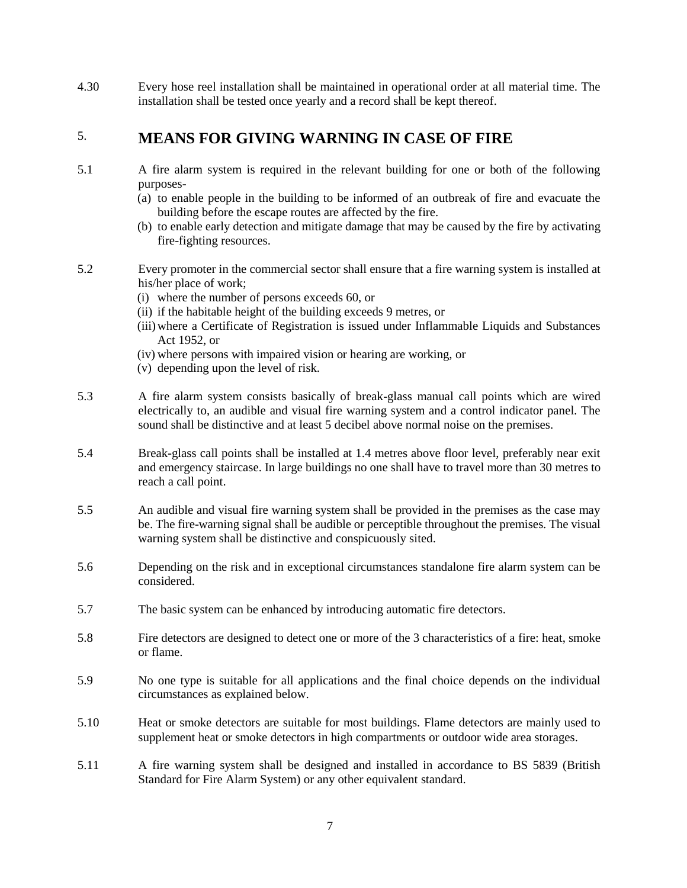4.30 Every hose reel installation shall be maintained in operational order at all material time. The installation shall be tested once yearly and a record shall be kept thereof.

## 5. MEANS FOR GIVING WARNING IN CASE OF FIRE

5.1 A fire alarm system is required in the relevant building for one or both of the following purposes-

(a) to enable people in the building to be informed of an outbreak of fire and evacuate the building before the escape routes are affected by the fire.

(b) to enable early detection and mitigate damage that may be caused by the fire by activating fire-fighting resources.

5.2 Every promoter in the commercial sector shall ensure that a fire warning system is installed at his/her place of work;

(i) where the number of persons exceeds 60, or

(ii) if the habitable height of the building exceeds 9 metres, or

(iii) where a Certificate of Registration is issued under Inflammable Liquids and Substances Act 1952, or

(iv) where persons with impaired vision or hearing are working, or

(v) depending upon the level of risk.

5.3 A fire alarm system consists basically of break-glass manual call points which are wired electrically to, an audible and visual fire warning system and a control indicator panel. The sound shall be distinctive and at least 5 decibel above normal noise on the premises.

5.4 Break-glass call points shall be installed at 1.4 metres above floor level, preferably near exit and emergency staircase. In large buildings no one shall have to travel more than 30 metres to reach a call point.

5.5 An audible and visual fire warning system shall be provided in the premises as the case may be. The fire-warning signal shall be audible or perceptible throughout the premises. The visual warning system shall be distinctive and conspicuously sited.

5.6 Depending on the risk and in exceptional circumstances standalone fire alarm system can be considered.

5.7 The basic system can be enhanced by introducing automatic fire detectors.

5.8 Fire detectors are designed to detect one or more of the 3 characteristics of a fire: heat, smoke or flame.

5.9 No one type is suitable for all applications and the final choice depends on the individual circumstances as explained below.

5.10 Heat or smoke detectors are suitable for most buildings. Flame detectors are mainly used to supplement heat or smoke detectors in high compartments or outdoor wide area storages.

5.11 A fire warning system shall be designed and installed in accordance to BS 5839 (British Standard for Fire Alarm System) or any other equivalent standard.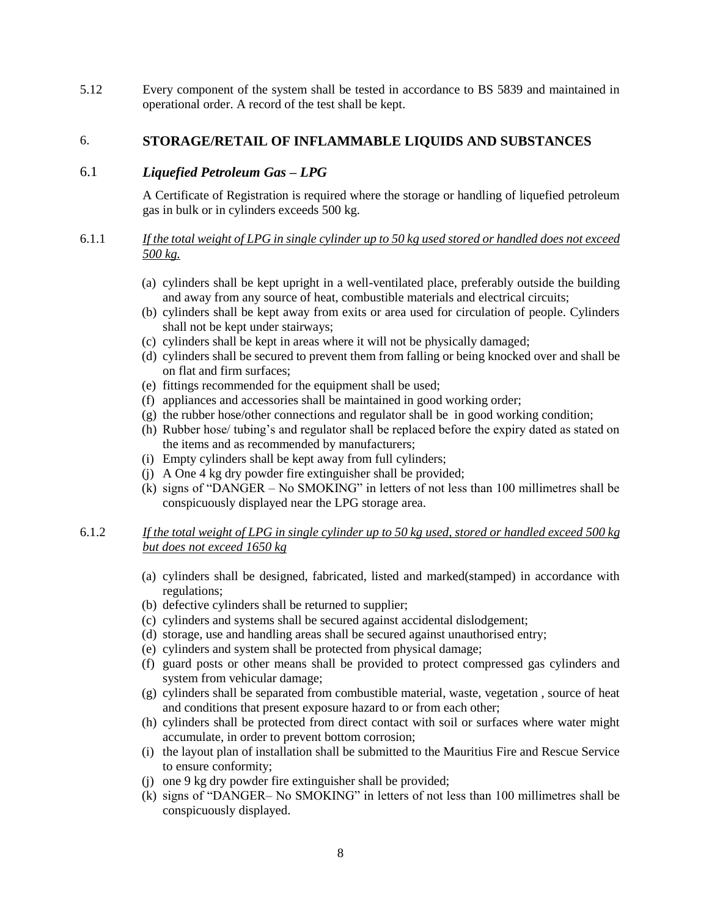5.12 Every component of the system shall be tested in accordance to BS 5839 and maintained in operational order. A record of the test shall be kept.

## 6. STORAGE/RETAIL OF INFLAMMABLE LIQUIDS AND SUBSTANCES

### 6.1 *Liquefied Petroleum Gas – LPG*

A Certificate of Registration is required where the storage or handling of liquefied petroleum gas in bulk or in cylinders exceeds 500 kg.

6.1.1 *<u>If the total weight of LPG in single cylinder up to 50 kg used stored or handled does not exceed 500 kg.</u>*

(a) cylinders shall be kept upright in a well-ventilated place, preferably outside the building and away from any source of heat, combustible materials and electrical circuits;
(b) cylinders shall be kept away from exits or area used for circulation of people. Cylinders shall not be kept under stairways;
(c) cylinders shall be kept in areas where it will not be physically damaged;
(d) cylinders shall be secured to prevent them from falling or being knocked over and shall be on flat and firm surfaces;
(e) fittings recommended for the equipment shall be used;
(f) appliances and accessories shall be maintained in good working order;
(g) the rubber hose/other connections and regulator shall be in good working condition;
(h) Rubber hose/ tubing's and regulator shall be replaced before the expiry dated as stated on the items and as recommended by manufacturers;
(i) Empty cylinders shall be kept away from full cylinders;
(j) A One 4 kg dry powder fire extinguisher shall be provided;
(k) signs of "DANGER – No SMOKING" in letters of not less than 100 millimetres shall be conspicuously displayed near the LPG storage area.

6.1.2 *<u>If the total weight of LPG in single cylinder up to 50 kg used, stored or handled exceed 500 kg but does not exceed 1650 kg</u>*

(a) cylinders shall be designed, fabricated, listed and marked(stamped) in accordance with regulations;
(b) defective cylinders shall be returned to supplier;
(c) cylinders and systems shall be secured against accidental dislodgement;
(d) storage, use and handling areas shall be secured against unauthorised entry;
(e) cylinders and system shall be protected from physical damage;
(f) guard posts or other means shall be provided to protect compressed gas cylinders and system from vehicular damage;
(g) cylinders shall be separated from combustible material, waste, vegetation , source of heat and conditions that present exposure hazard to or from each other;
(h) cylinders shall be protected from direct contact with soil or surfaces where water might accumulate, in order to prevent bottom corrosion;
(i) the layout plan of installation shall be submitted to the Mauritius Fire and Rescue Service to ensure conformity;
(j) one 9 kg dry powder fire extinguisher shall be provided;
(k) signs of "DANGER– No SMOKING" in letters of not less than 100 millimetres shall be conspicuously displayed.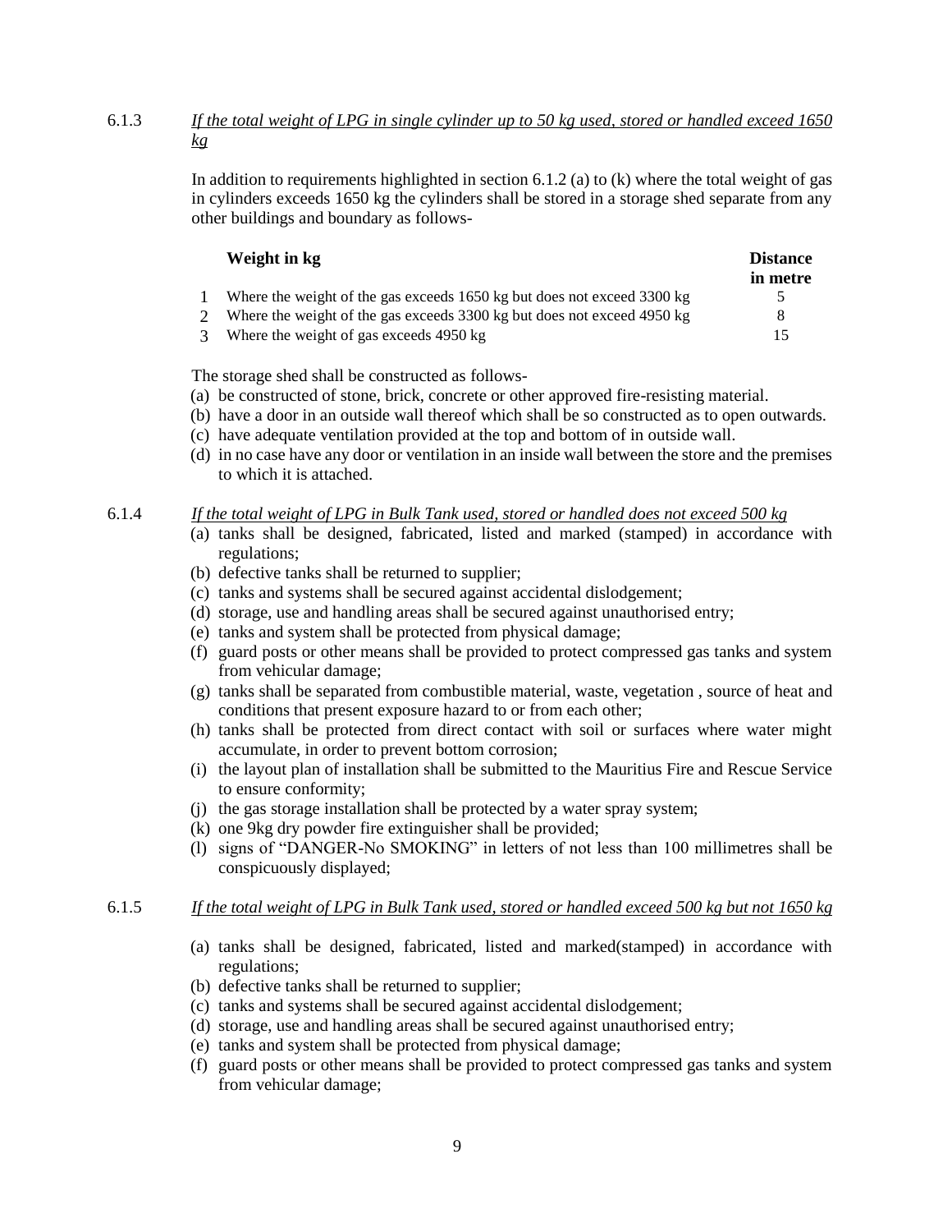6.1.3 *<u>If the total weight of LPG in single cylinder up to 50 kg used, stored or handled exceed 1650 kg</u>*

In addition to requirements highlighted in section 6.1.2 (a) to (k) where the total weight of gas in cylinders exceeds 1650 kg the cylinders shall be stored in a storage shed separate from any other buildings and boundary as follows-

| | Weight in kg | Distance in metre |
|---|---|---|
| 1 | Where the weight of the gas exceeds 1650 kg but does not exceed 3300 kg | 5 |
| 2 | Where the weight of the gas exceeds 3300 kg but does not exceed 4950 kg | 8 |
| 3 | Where the weight of gas exceeds 4950 kg | 15 |

The storage shed shall be constructed as follows-

(a) be constructed of stone, brick, concrete or other approved fire-resisting material.
(b) have a door in an outside wall thereof which shall be so constructed as to open outwards.
(c) have adequate ventilation provided at the top and bottom of in outside wall.
(d) in no case have any door or ventilation in an inside wall between the store and the premises to which it is attached.

6.1.4 *<u>If the total weight of LPG in Bulk Tank used, stored or handled does not exceed 500 kg</u>*

(a) tanks shall be designed, fabricated, listed and marked (stamped) in accordance with regulations;
(b) defective tanks shall be returned to supplier;
(c) tanks and systems shall be secured against accidental dislodgement;
(d) storage, use and handling areas shall be secured against unauthorised entry;
(e) tanks and system shall be protected from physical damage;
(f) guard posts or other means shall be provided to protect compressed gas tanks and system from vehicular damage;
(g) tanks shall be separated from combustible material, waste, vegetation , source of heat and conditions that present exposure hazard to or from each other;
(h) tanks shall be protected from direct contact with soil or surfaces where water might accumulate, in order to prevent bottom corrosion;
(i) the layout plan of installation shall be submitted to the Mauritius Fire and Rescue Service to ensure conformity;
(j) the gas storage installation shall be protected by a water spray system;
(k) one 9kg dry powder fire extinguisher shall be provided;
(l) signs of "DANGER-No SMOKING" in letters of not less than 100 millimetres shall be conspicuously displayed;

6.1.5 *<u>If the total weight of LPG in Bulk Tank used, stored or handled exceed 500 kg but not 1650 kg</u>*

(a) tanks shall be designed, fabricated, listed and marked(stamped) in accordance with regulations;
(b) defective tanks shall be returned to supplier;
(c) tanks and systems shall be secured against accidental dislodgement;
(d) storage, use and handling areas shall be secured against unauthorised entry;
(e) tanks and system shall be protected from physical damage;
(f) guard posts or other means shall be provided to protect compressed gas tanks and system from vehicular damage;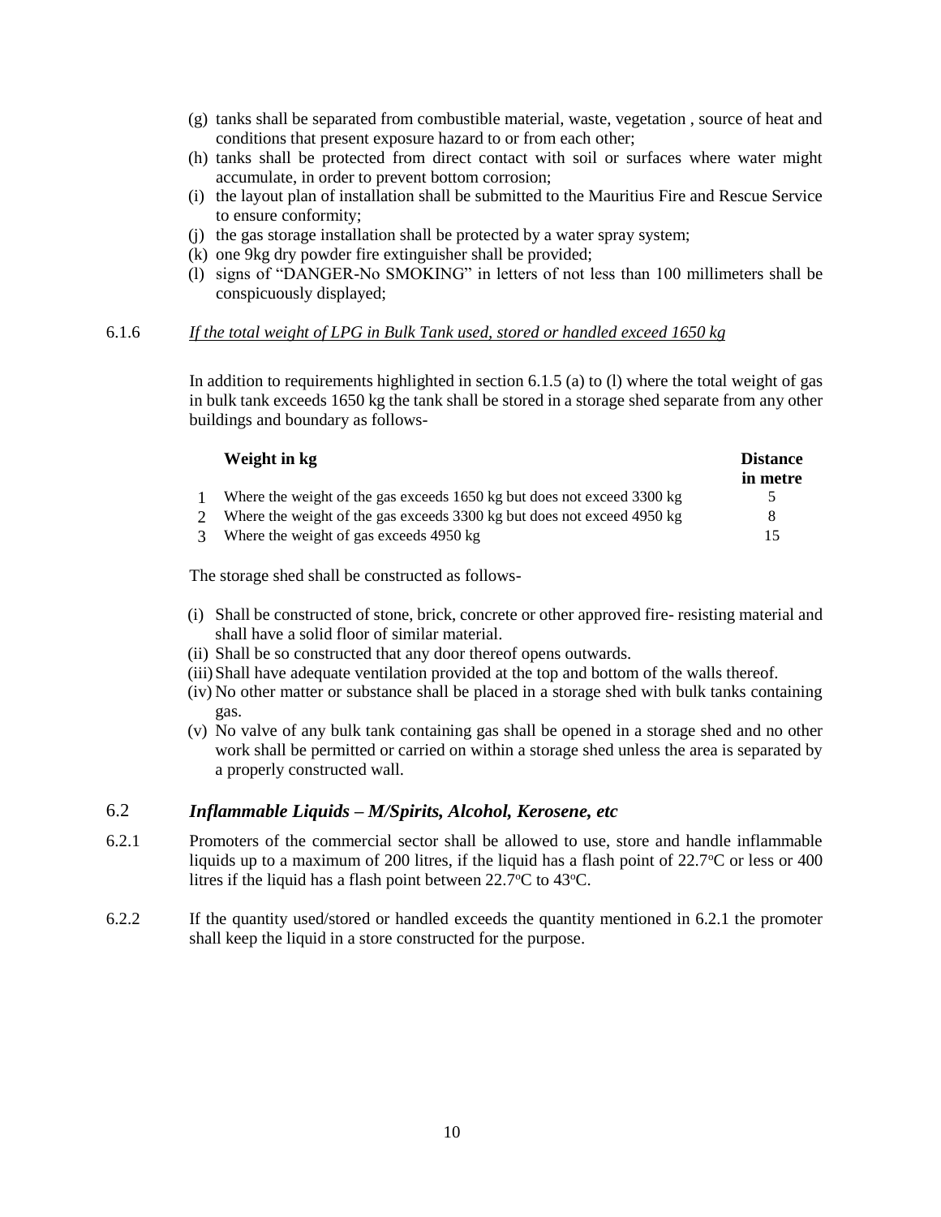(g) tanks shall be separated from combustible material, waste, vegetation , source of heat and conditions that present exposure hazard to or from each other;

(h) tanks shall be protected from direct contact with soil or surfaces where water might accumulate, in order to prevent bottom corrosion;

(i) the layout plan of installation shall be submitted to the Mauritius Fire and Rescue Service to ensure conformity;

(j) the gas storage installation shall be protected by a water spray system;

(k) one 9kg dry powder fire extinguisher shall be provided;

(l) signs of "DANGER-No SMOKING" in letters of not less than 100 millimeters shall be conspicuously displayed;

6.1.6 *If the total weight of LPG in Bulk Tank used, stored or handled exceed 1650 kg*

In addition to requirements highlighted in section 6.1.5 (a) to (l) where the total weight of gas in bulk tank exceeds 1650 kg the tank shall be stored in a storage shed separate from any other buildings and boundary as follows-

| | **Weight in kg** | **Distance in metre** |
|---|---|---|
| 1 | Where the weight of the gas exceeds 1650 kg but does not exceed 3300 kg | 5 |
| 2 | Where the weight of the gas exceeds 3300 kg but does not exceed 4950 kg | 8 |
| 3 | Where the weight of gas exceeds 4950 kg | 15 |

The storage shed shall be constructed as follows-

(i) Shall be constructed of stone, brick, concrete or other approved fire- resisting material and shall have a solid floor of similar material.

(ii) Shall be so constructed that any door thereof opens outwards.

(iii) Shall have adequate ventilation provided at the top and bottom of the walls thereof.

(iv) No other matter or substance shall be placed in a storage shed with bulk tanks containing gas.

(v) No valve of any bulk tank containing gas shall be opened in a storage shed and no other work shall be permitted or carried on within a storage shed unless the area is separated by a properly constructed wall.

## 6.2 *Inflammable Liquids – M/Spirits, Alcohol, Kerosene, etc*

6.2.1 Promoters of the commercial sector shall be allowed to use, store and handle inflammable liquids up to a maximum of 200 litres, if the liquid has a flash point of 22.7°C or less or 400 litres if the liquid has a flash point between 22.7°C to 43°C.

6.2.2 If the quantity used/stored or handled exceeds the quantity mentioned in 6.2.1 the promoter shall keep the liquid in a store constructed for the purpose.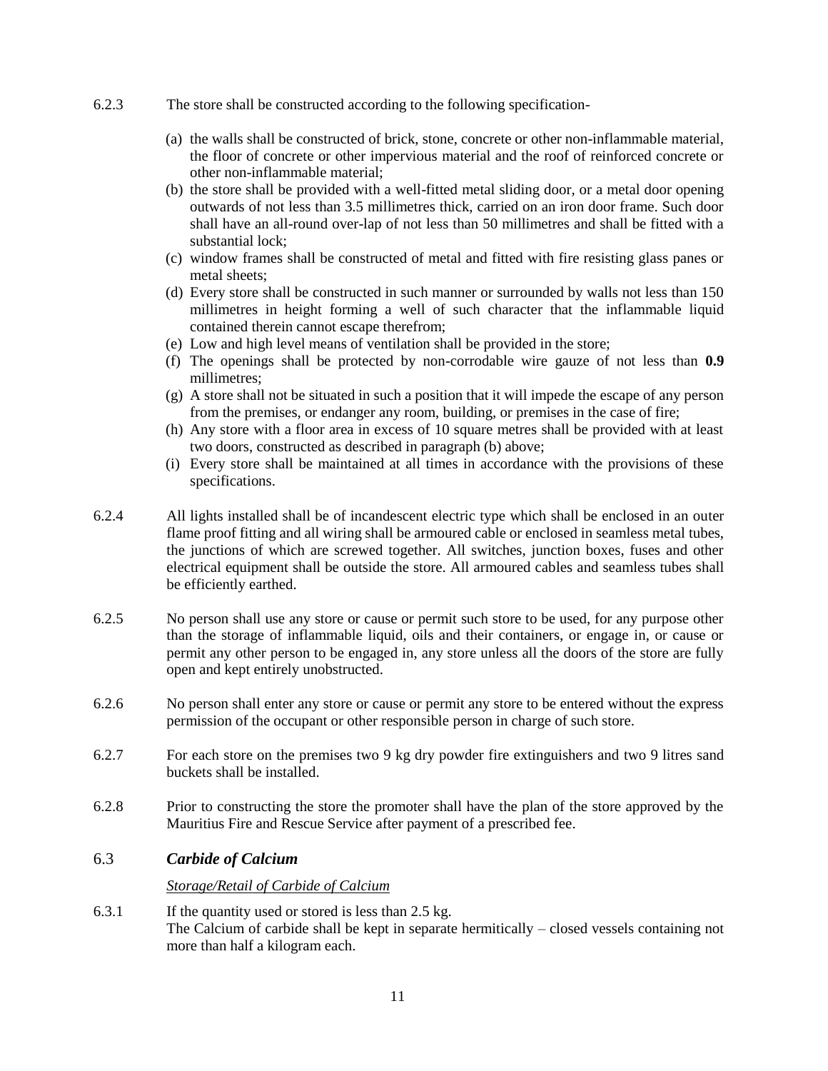6.2.3 The store shall be constructed according to the following specification-

(a) the walls shall be constructed of brick, stone, concrete or other non-inflammable material, the floor of concrete or other impervious material and the roof of reinforced concrete or other non-inflammable material;
(b) the store shall be provided with a well-fitted metal sliding door, or a metal door opening outwards of not less than 3.5 millimetres thick, carried on an iron door frame. Such door shall have an all-round over-lap of not less than 50 millimetres and shall be fitted with a substantial lock;
(c) window frames shall be constructed of metal and fitted with fire resisting glass panes or metal sheets;
(d) Every store shall be constructed in such manner or surrounded by walls not less than 150 millimetres in height forming a well of such character that the inflammable liquid contained therein cannot escape therefrom;
(e) Low and high level means of ventilation shall be provided in the store;
(f) The openings shall be protected by non-corrodable wire gauze of not less than **0.9** millimetres;
(g) A store shall not be situated in such a position that it will impede the escape of any person from the premises, or endanger any room, building, or premises in the case of fire;
(h) Any store with a floor area in excess of 10 square metres shall be provided with at least two doors, constructed as described in paragraph (b) above;
(i) Every store shall be maintained at all times in accordance with the provisions of these specifications.

6.2.4 All lights installed shall be of incandescent electric type which shall be enclosed in an outer flame proof fitting and all wiring shall be armoured cable or enclosed in seamless metal tubes, the junctions of which are screwed together. All switches, junction boxes, fuses and other electrical equipment shall be outside the store. All armoured cables and seamless tubes shall be efficiently earthed.

6.2.5 No person shall use any store or cause or permit such store to be used, for any purpose other than the storage of inflammable liquid, oils and their containers, or engage in, or cause or permit any other person to be engaged in, any store unless all the doors of the store are fully open and kept entirely unobstructed.

6.2.6 No person shall enter any store or cause or permit any store to be entered without the express permission of the occupant or other responsible person in charge of such store.

6.2.7 For each store on the premises two 9 kg dry powder fire extinguishers and two 9 litres sand buckets shall be installed.

6.2.8 Prior to constructing the store the promoter shall have the plan of the store approved by the Mauritius Fire and Rescue Service after payment of a prescribed fee.

## 6.3 *Carbide of Calcium*

*Storage/Retail of Carbide of Calcium*

6.3.1 If the quantity used or stored is less than 2.5 kg.
The Calcium of carbide shall be kept in separate hermitically – closed vessels containing not more than half a kilogram each.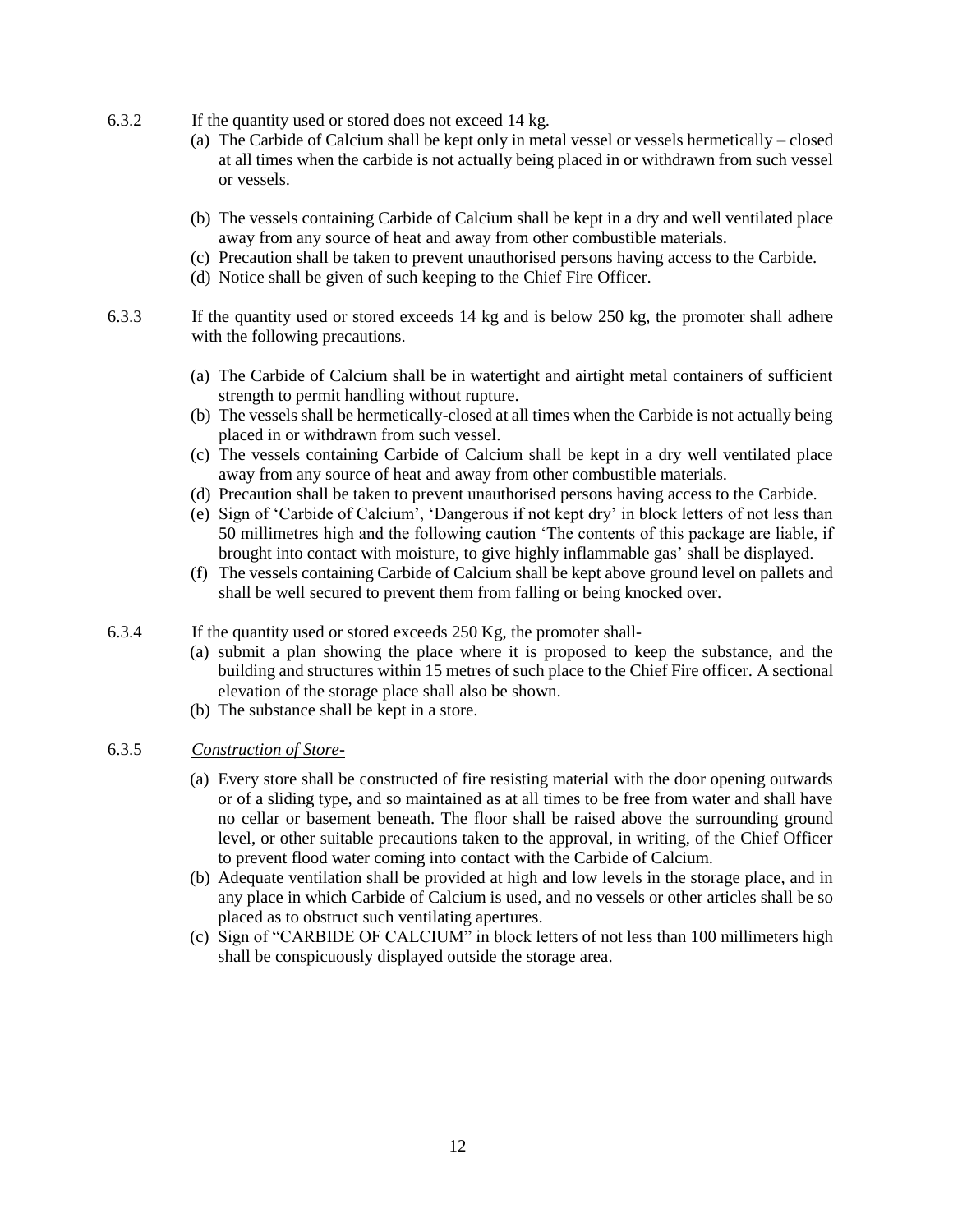6.3.2 If the quantity used or stored does not exceed 14 kg.

(a) The Carbide of Calcium shall be kept only in metal vessel or vessels hermetically – closed at all times when the carbide is not actually being placed in or withdrawn from such vessel or vessels.

(b) The vessels containing Carbide of Calcium shall be kept in a dry and well ventilated place away from any source of heat and away from other combustible materials.

(c) Precaution shall be taken to prevent unauthorised persons having access to the Carbide.

(d) Notice shall be given of such keeping to the Chief Fire Officer.

6.3.3 If the quantity used or stored exceeds 14 kg and is below 250 kg, the promoter shall adhere with the following precautions.

(a) The Carbide of Calcium shall be in watertight and airtight metal containers of sufficient strength to permit handling without rupture.

(b) The vessels shall be hermetically-closed at all times when the Carbide is not actually being placed in or withdrawn from such vessel.

(c) The vessels containing Carbide of Calcium shall be kept in a dry well ventilated place away from any source of heat and away from other combustible materials.

(d) Precaution shall be taken to prevent unauthorised persons having access to the Carbide.

(e) Sign of 'Carbide of Calcium', 'Dangerous if not kept dry' in block letters of not less than 50 millimetres high and the following caution 'The contents of this package are liable, if brought into contact with moisture, to give highly inflammable gas' shall be displayed.

(f) The vessels containing Carbide of Calcium shall be kept above ground level on pallets and shall be well secured to prevent them from falling or being knocked over.

6.3.4 If the quantity used or stored exceeds 250 Kg, the promoter shall-

(a) submit a plan showing the place where it is proposed to keep the substance, and the building and structures within 15 metres of such place to the Chief Fire officer. A sectional elevation of the storage place shall also be shown.

(b) The substance shall be kept in a store.

6.3.5 *Construction of Store-*

(a) Every store shall be constructed of fire resisting material with the door opening outwards or of a sliding type, and so maintained as at all times to be free from water and shall have no cellar or basement beneath. The floor shall be raised above the surrounding ground level, or other suitable precautions taken to the approval, in writing, of the Chief Officer to prevent flood water coming into contact with the Carbide of Calcium.

(b) Adequate ventilation shall be provided at high and low levels in the storage place, and in any place in which Carbide of Calcium is used, and no vessels or other articles shall be so placed as to obstruct such ventilating apertures.

(c) Sign of "CARBIDE OF CALCIUM" in block letters of not less than 100 millimeters high shall be conspicuously displayed outside the storage area.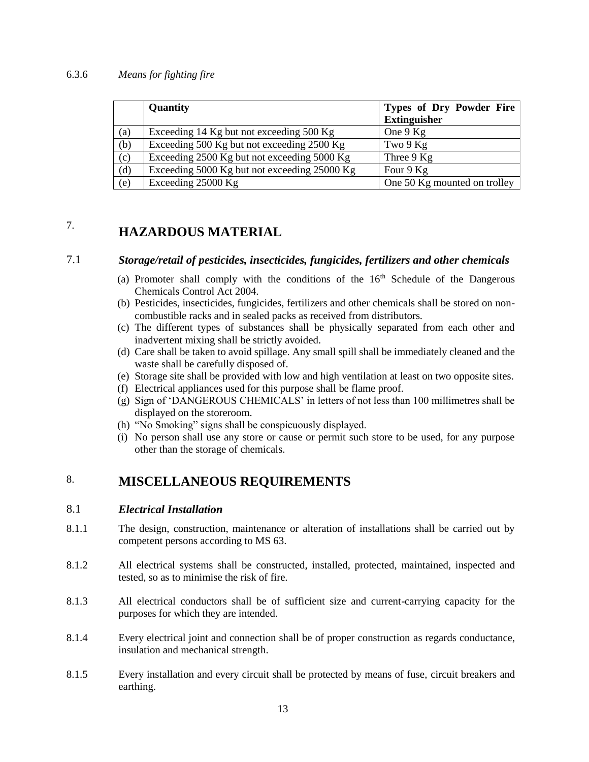6.3.6 *Means for fighting fire*

| | **Quantity** | **Types of Dry Powder Fire Extinguisher** |
|---|---|---|
| (a) | Exceeding 14 Kg but not exceeding 500 Kg | One 9 Kg |
| (b) | Exceeding 500 Kg but not exceeding 2500 Kg | Two 9 Kg |
| (c) | Exceeding 2500 Kg but not exceeding 5000 Kg | Three 9 Kg |
| (d) | Exceeding 5000 Kg but not exceeding 25000 Kg | Four 9 Kg |
| (e) | Exceeding 25000 Kg | One 50 Kg mounted on trolley |

# 7. HAZARDOUS MATERIAL

## 7.1 *Storage/retail of pesticides, insecticides, fungicides, fertilizers and other chemicals*

(a) Promoter shall comply with the conditions of the 16th Schedule of the Dangerous Chemicals Control Act 2004.

(b) Pesticides, insecticides, fungicides, fertilizers and other chemicals shall be stored on non-combustible racks and in sealed packs as received from distributors.

(c) The different types of substances shall be physically separated from each other and inadvertent mixing shall be strictly avoided.

(d) Care shall be taken to avoid spillage. Any small spill shall be immediately cleaned and the waste shall be carefully disposed of.

(e) Storage site shall be provided with low and high ventilation at least on two opposite sites.

(f) Electrical appliances used for this purpose shall be flame proof.

(g) Sign of 'DANGEROUS CHEMICALS' in letters of not less than 100 millimetres shall be displayed on the storeroom.

(h) "No Smoking" signs shall be conspicuously displayed.

(i) No person shall use any store or cause or permit such store to be used, for any purpose other than the storage of chemicals.

# 8. MISCELLANEOUS REQUIREMENTS

## 8.1 *Electrical Installation*

8.1.1 The design, construction, maintenance or alteration of installations shall be carried out by competent persons according to MS 63.

8.1.2 All electrical systems shall be constructed, installed, protected, maintained, inspected and tested, so as to minimise the risk of fire.

8.1.3 All electrical conductors shall be of sufficient size and current-carrying capacity for the purposes for which they are intended.

8.1.4 Every electrical joint and connection shall be of proper construction as regards conductance, insulation and mechanical strength.

8.1.5 Every installation and every circuit shall be protected by means of fuse, circuit breakers and earthing.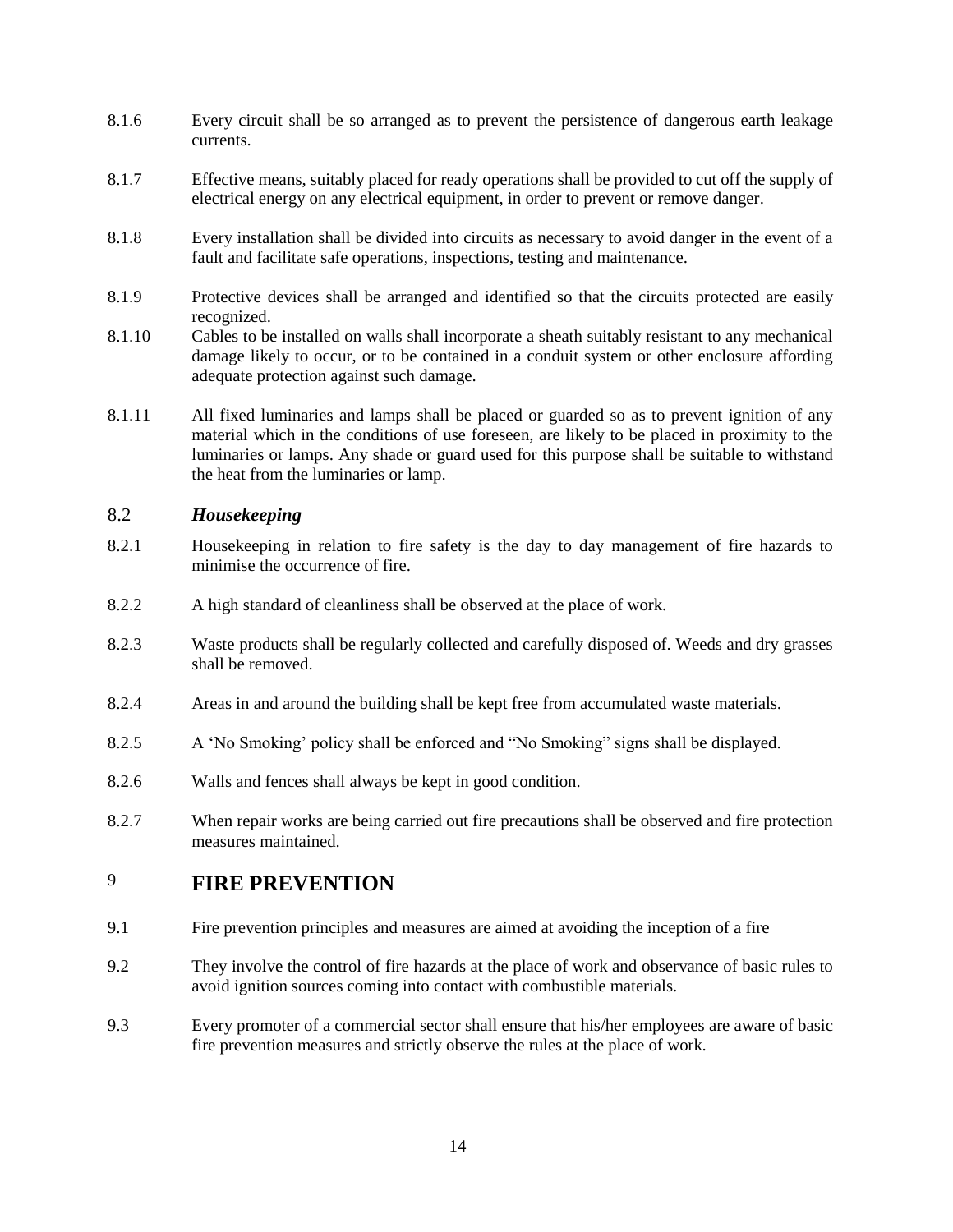8.1.6 Every circuit shall be so arranged as to prevent the persistence of dangerous earth leakage currents.

8.1.7 Effective means, suitably placed for ready operations shall be provided to cut off the supply of electrical energy on any electrical equipment, in order to prevent or remove danger.

8.1.8 Every installation shall be divided into circuits as necessary to avoid danger in the event of a fault and facilitate safe operations, inspections, testing and maintenance.

8.1.9 Protective devices shall be arranged and identified so that the circuits protected are easily recognized.

8.1.10 Cables to be installed on walls shall incorporate a sheath suitably resistant to any mechanical damage likely to occur, or to be contained in a conduit system or other enclosure affording adequate protection against such damage.

8.1.11 All fixed luminaries and lamps shall be placed or guarded so as to prevent ignition of any material which in the conditions of use foreseen, are likely to be placed in proximity to the luminaries or lamps. Any shade or guard used for this purpose shall be suitable to withstand the heat from the luminaries or lamp.

### 8.2 *Housekeeping*

8.2.1 Housekeeping in relation to fire safety is the day to day management of fire hazards to minimise the occurrence of fire.

8.2.2 A high standard of cleanliness shall be observed at the place of work.

8.2.3 Waste products shall be regularly collected and carefully disposed of. Weeds and dry grasses shall be removed.

8.2.4 Areas in and around the building shall be kept free from accumulated waste materials.

8.2.5 A 'No Smoking' policy shall be enforced and "No Smoking" signs shall be displayed.

8.2.6 Walls and fences shall always be kept in good condition.

8.2.7 When repair works are being carried out fire precautions shall be observed and fire protection measures maintained.

## 9 FIRE PREVENTION

9.1 Fire prevention principles and measures are aimed at avoiding the inception of a fire

9.2 They involve the control of fire hazards at the place of work and observance of basic rules to avoid ignition sources coming into contact with combustible materials.

9.3 Every promoter of a commercial sector shall ensure that his/her employees are aware of basic fire prevention measures and strictly observe the rules at the place of work.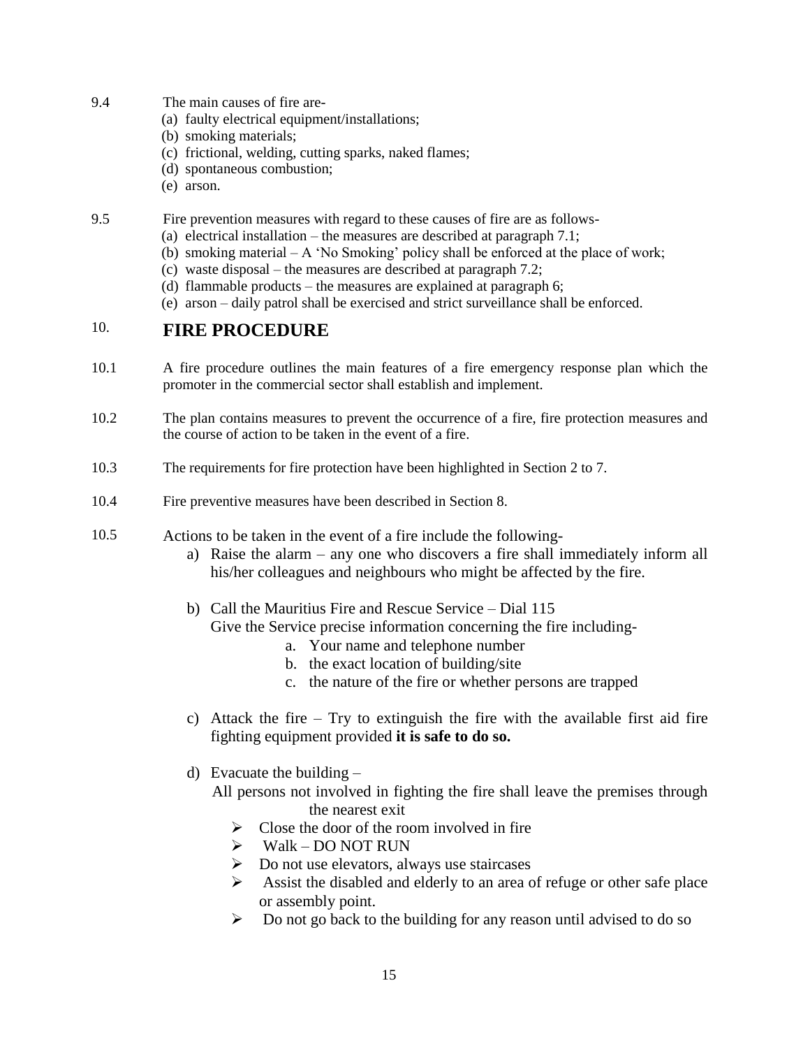9.4 The main causes of fire are-

(a) faulty electrical equipment/installations;
(b) smoking materials;
(c) frictional, welding, cutting sparks, naked flames;
(d) spontaneous combustion;
(e) arson.

9.5 Fire prevention measures with regard to these causes of fire are as follows-

(a) electrical installation – the measures are described at paragraph 7.1;
(b) smoking material – A 'No Smoking' policy shall be enforced at the place of work;
(c) waste disposal – the measures are described at paragraph 7.2;
(d) flammable products – the measures are explained at paragraph 6;
(e) arson – daily patrol shall be exercised and strict surveillance shall be enforced.

## 10. FIRE PROCEDURE

10.1 A fire procedure outlines the main features of a fire emergency response plan which the promoter in the commercial sector shall establish and implement.

10.2 The plan contains measures to prevent the occurrence of a fire, fire protection measures and the course of action to be taken in the event of a fire.

10.3 The requirements for fire protection have been highlighted in Section 2 to 7.

10.4 Fire preventive measures have been described in Section 8.

10.5 Actions to be taken in the event of a fire include the following-

a) Raise the alarm – any one who discovers a fire shall immediately inform all his/her colleagues and neighbours who might be affected by the fire.

b) Call the Mauritius Fire and Rescue Service – Dial 115
   Give the Service precise information concerning the fire including-
   a. Your name and telephone number
   b. the exact location of building/site
   c. the nature of the fire or whether persons are trapped

c) Attack the fire – Try to extinguish the fire with the available first aid fire fighting equipment provided **it is safe to do so.**

d) Evacuate the building –
   All persons not involved in fighting the fire shall leave the premises through the nearest exit
   - Close the door of the room involved in fire
   - Walk – DO NOT RUN
   - Do not use elevators, always use staircases
   - Assist the disabled and elderly to an area of refuge or other safe place or assembly point.
   - Do not go back to the building for any reason until advised to do so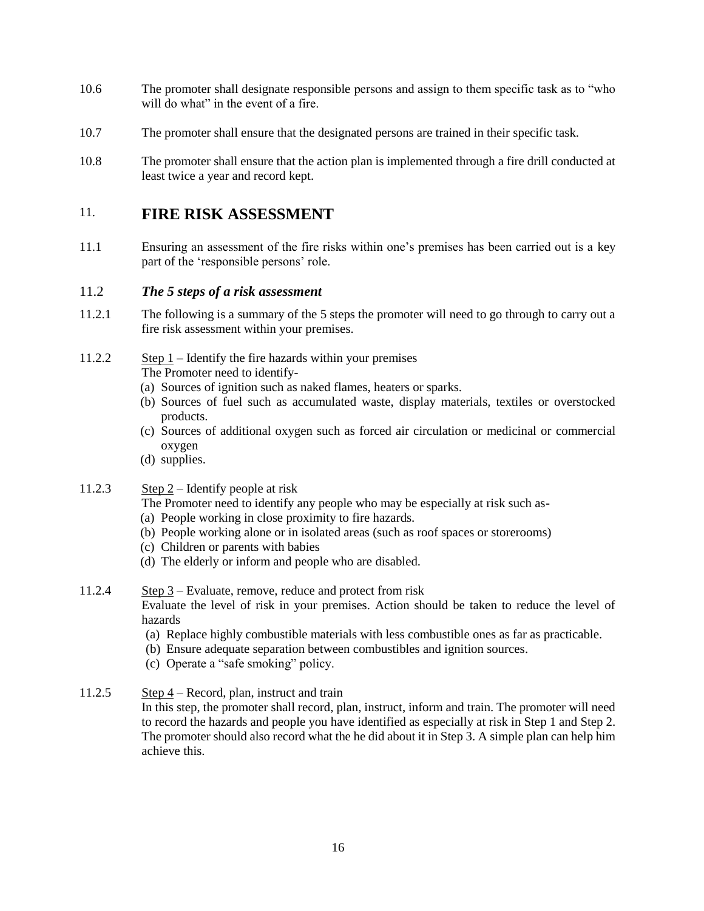10.6 The promoter shall designate responsible persons and assign to them specific task as to "who will do what" in the event of a fire.

10.7 The promoter shall ensure that the designated persons are trained in their specific task.

10.8 The promoter shall ensure that the action plan is implemented through a fire drill conducted at least twice a year and record kept.

## 11. FIRE RISK ASSESSMENT

11.1 Ensuring an assessment of the fire risks within one's premises has been carried out is a key part of the 'responsible persons' role.

### 11.2 *The 5 steps of a risk assessment*

11.2.1 The following is a summary of the 5 steps the promoter will need to go through to carry out a fire risk assessment within your premises.

11.2.2 <u>Step 1</u> – Identify the fire hazards within your premises

The Promoter need to identify-

(a) Sources of ignition such as naked flames, heaters or sparks.
(b) Sources of fuel such as accumulated waste, display materials, textiles or overstocked products.
(c) Sources of additional oxygen such as forced air circulation or medicinal or commercial oxygen
(d) supplies.

11.2.3 <u>Step 2</u> – Identify people at risk

The Promoter need to identify any people who may be especially at risk such as-

(a) People working in close proximity to fire hazards.
(b) People working alone or in isolated areas (such as roof spaces or storerooms)
(c) Children or parents with babies
(d) The elderly or inform and people who are disabled.

11.2.4 <u>Step 3</u> – Evaluate, remove, reduce and protect from risk

Evaluate the level of risk in your premises. Action should be taken to reduce the level of hazards

(a) Replace highly combustible materials with less combustible ones as far as practicable.
(b) Ensure adequate separation between combustibles and ignition sources.
(c) Operate a "safe smoking" policy.

11.2.5 <u>Step 4</u> – Record, plan, instruct and train

In this step, the promoter shall record, plan, instruct, inform and train. The promoter will need to record the hazards and people you have identified as especially at risk in Step 1 and Step 2. The promoter should also record what the he did about it in Step 3. A simple plan can help him achieve this.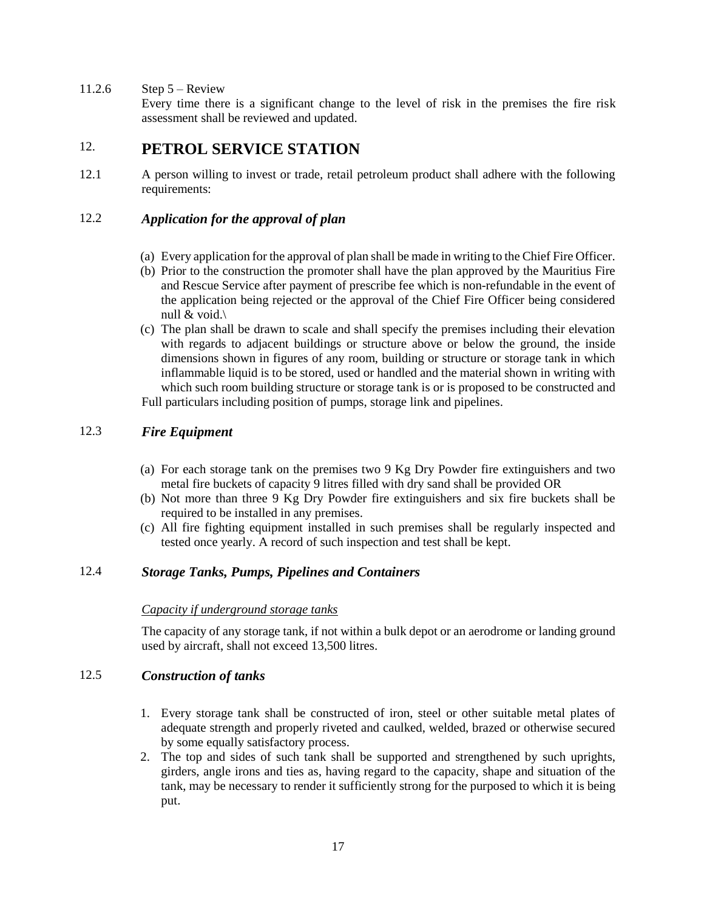11.2.6 Step 5 – Review

Every time there is a significant change to the level of risk in the premises the fire risk assessment shall be reviewed and updated.

# 12. PETROL SERVICE STATION

12.1 A person willing to invest or trade, retail petroleum product shall adhere with the following requirements:

## 12.2 *Application for the approval of plan*

(a) Every application for the approval of plan shall be made in writing to the Chief Fire Officer.

(b) Prior to the construction the promoter shall have the plan approved by the Mauritius Fire and Rescue Service after payment of prescribe fee which is non-refundable in the event of the application being rejected or the approval of the Chief Fire Officer being considered null & void.\

(c) The plan shall be drawn to scale and shall specify the premises including their elevation with regards to adjacent buildings or structure above or below the ground, the inside dimensions shown in figures of any room, building or structure or storage tank in which inflammable liquid is to be stored, used or handled and the material shown in writing with which such room building structure or storage tank is or is proposed to be constructed and Full particulars including position of pumps, storage link and pipelines.

## 12.3 *Fire Equipment*

(a) For each storage tank on the premises two 9 Kg Dry Powder fire extinguishers and two metal fire buckets of capacity 9 litres filled with dry sand shall be provided OR

(b) Not more than three 9 Kg Dry Powder fire extinguishers and six fire buckets shall be required to be installed in any premises.

(c) All fire fighting equipment installed in such premises shall be regularly inspected and tested once yearly. A record of such inspection and test shall be kept.

## 12.4 *Storage Tanks, Pumps, Pipelines and Containers*

*Capacity if underground storage tanks*

The capacity of any storage tank, if not within a bulk depot or an aerodrome or landing ground used by aircraft, shall not exceed 13,500 litres.

## 12.5 *Construction of tanks*

1. Every storage tank shall be constructed of iron, steel or other suitable metal plates of adequate strength and properly riveted and caulked, welded, brazed or otherwise secured by some equally satisfactory process.
2. The top and sides of such tank shall be supported and strengthened by such uprights, girders, angle irons and ties as, having regard to the capacity, shape and situation of the tank, may be necessary to render it sufficiently strong for the purposed to which it is being put.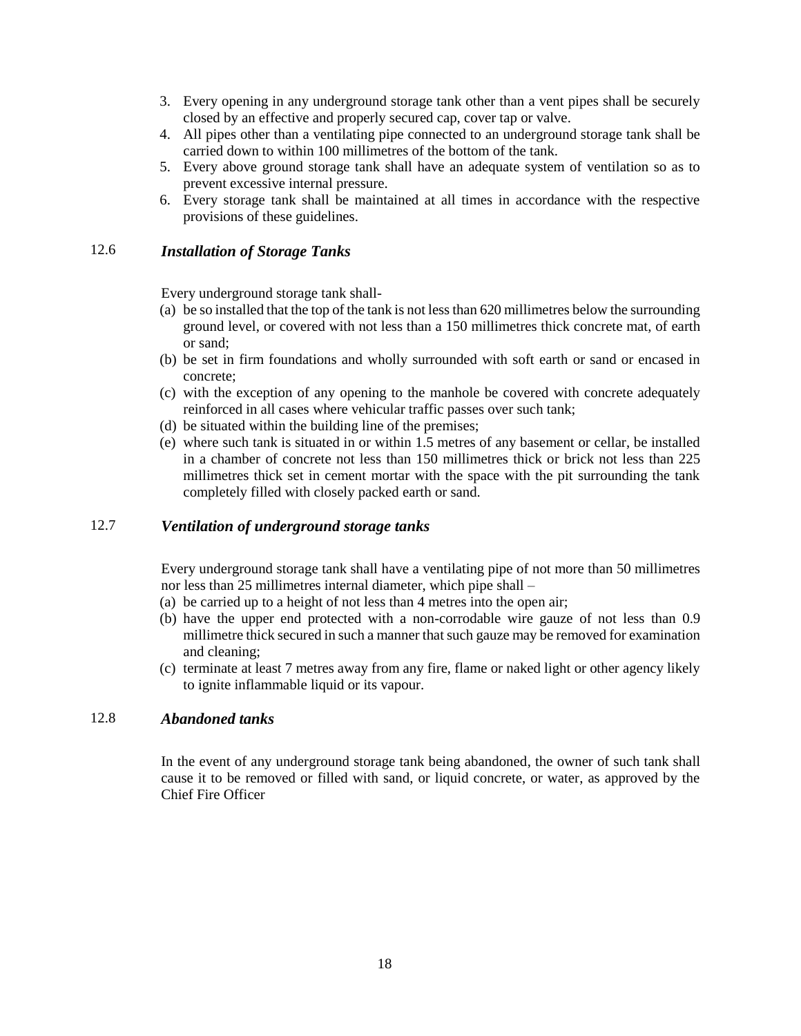3. Every opening in any underground storage tank other than a vent pipes shall be securely closed by an effective and properly secured cap, cover tap or valve.
4. All pipes other than a ventilating pipe connected to an underground storage tank shall be carried down to within 100 millimetres of the bottom of the tank.
5. Every above ground storage tank shall have an adequate system of ventilation so as to prevent excessive internal pressure.
6. Every storage tank shall be maintained at all times in accordance with the respective provisions of these guidelines.

### 12.6 *Installation of Storage Tanks*

Every underground storage tank shall-

(a) be so installed that the top of the tank is not less than 620 millimetres below the surrounding ground level, or covered with not less than a 150 millimetres thick concrete mat, of earth or sand;
(b) be set in firm foundations and wholly surrounded with soft earth or sand or encased in concrete;
(c) with the exception of any opening to the manhole be covered with concrete adequately reinforced in all cases where vehicular traffic passes over such tank;
(d) be situated within the building line of the premises;
(e) where such tank is situated in or within 1.5 metres of any basement or cellar, be installed in a chamber of concrete not less than 150 millimetres thick or brick not less than 225 millimetres thick set in cement mortar with the space with the pit surrounding the tank completely filled with closely packed earth or sand.

### 12.7 *Ventilation of underground storage tanks*

Every underground storage tank shall have a ventilating pipe of not more than 50 millimetres nor less than 25 millimetres internal diameter, which pipe shall –

(a) be carried up to a height of not less than 4 metres into the open air;
(b) have the upper end protected with a non-corrodable wire gauze of not less than 0.9 millimetre thick secured in such a manner that such gauze may be removed for examination and cleaning;
(c) terminate at least 7 metres away from any fire, flame or naked light or other agency likely to ignite inflammable liquid or its vapour.

### 12.8 *Abandoned tanks*

In the event of any underground storage tank being abandoned, the owner of such tank shall cause it to be removed or filled with sand, or liquid concrete, or water, as approved by the Chief Fire Officer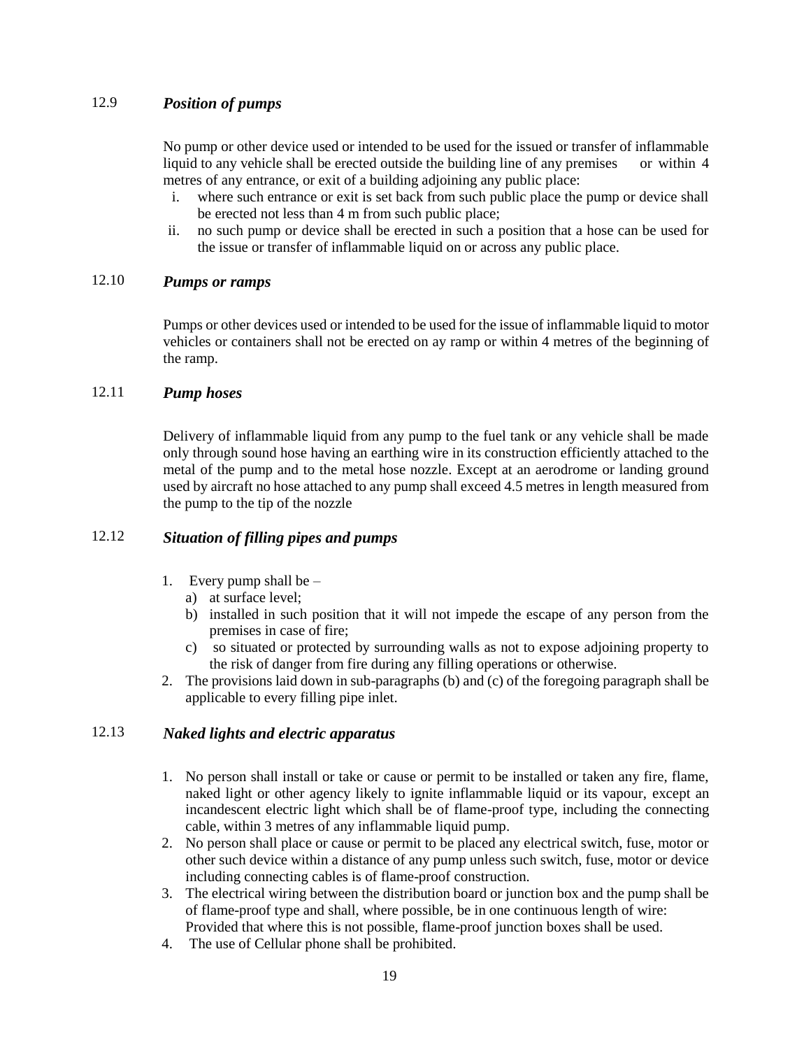### 12.9 *Position of pumps*

No pump or other device used or intended to be used for the issued or transfer of inflammable liquid to any vehicle shall be erected outside the building line of any premises or within 4 metres of any entrance, or exit of a building adjoining any public place:

i. where such entrance or exit is set back from such public place the pump or device shall be erected not less than 4 m from such public place;
ii. no such pump or device shall be erected in such a position that a hose can be used for the issue or transfer of inflammable liquid on or across any public place.

### 12.10 *Pumps or ramps*

Pumps or other devices used or intended to be used for the issue of inflammable liquid to motor vehicles or containers shall not be erected on ay ramp or within 4 metres of the beginning of the ramp.

### 12.11 *Pump hoses*

Delivery of inflammable liquid from any pump to the fuel tank or any vehicle shall be made only through sound hose having an earthing wire in its construction efficiently attached to the metal of the pump and to the metal hose nozzle. Except at an aerodrome or landing ground used by aircraft no hose attached to any pump shall exceed 4.5 metres in length measured from the pump to the tip of the nozzle

### 12.12 *Situation of filling pipes and pumps*

1. Every pump shall be –
   a) at surface level;
   b) installed in such position that it will not impede the escape of any person from the premises in case of fire;
   c) so situated or protected by surrounding walls as not to expose adjoining property to the risk of danger from fire during any filling operations or otherwise.
2. The provisions laid down in sub-paragraphs (b) and (c) of the foregoing paragraph shall be applicable to every filling pipe inlet.

### 12.13 *Naked lights and electric apparatus*

1. No person shall install or take or cause or permit to be installed or taken any fire, flame, naked light or other agency likely to ignite inflammable liquid or its vapour, except an incandescent electric light which shall be of flame-proof type, including the connecting cable, within 3 metres of any inflammable liquid pump.
2. No person shall place or cause or permit to be placed any electrical switch, fuse, motor or other such device within a distance of any pump unless such switch, fuse, motor or device including connecting cables is of flame-proof construction.
3. The electrical wiring between the distribution board or junction box and the pump shall be of flame-proof type and shall, where possible, be in one continuous length of wire: Provided that where this is not possible, flame-proof junction boxes shall be used.
4. The use of Cellular phone shall be prohibited.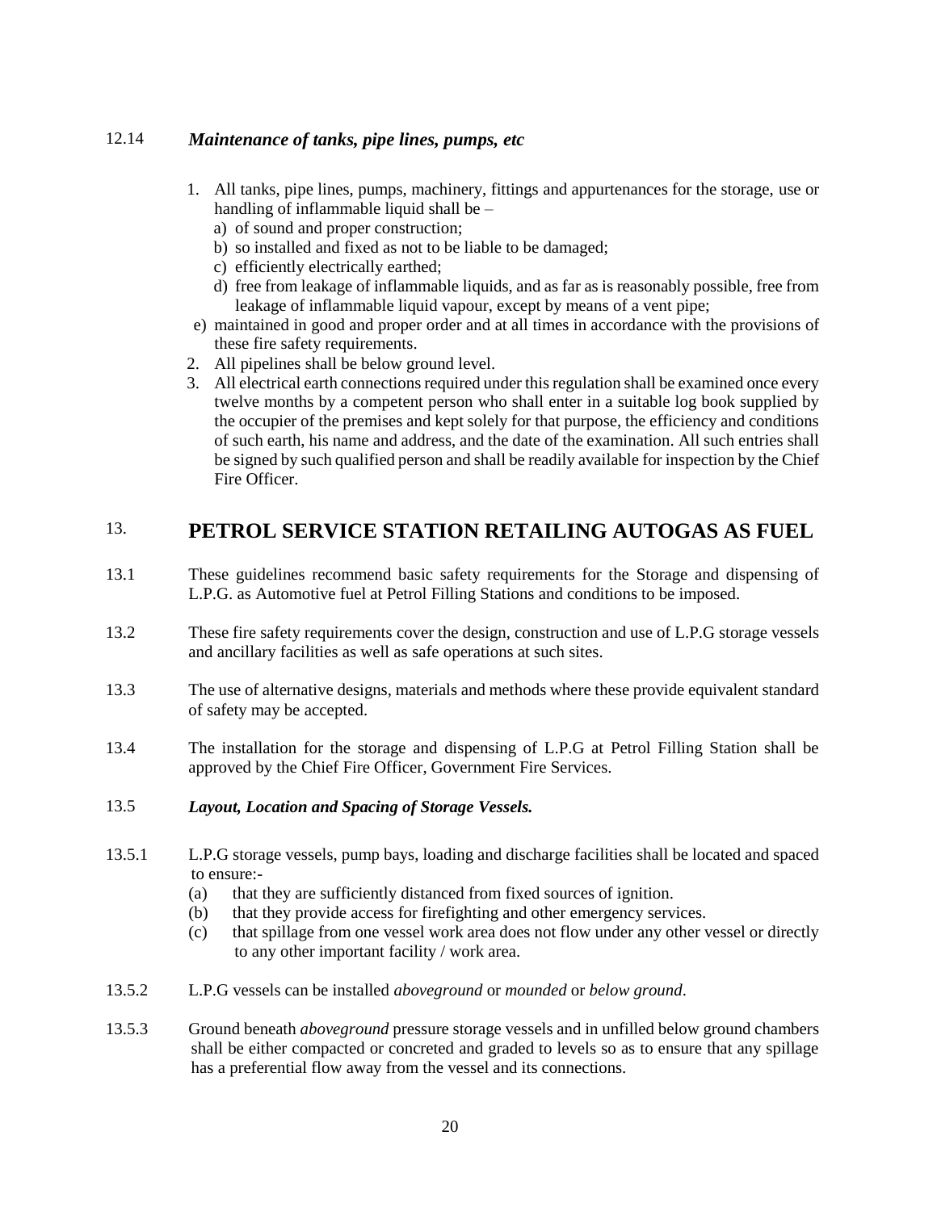### 12.14 *Maintenance of tanks, pipe lines, pumps, etc*

1. All tanks, pipe lines, pumps, machinery, fittings and appurtenances for the storage, use or handling of inflammable liquid shall be –
   a) of sound and proper construction;
   b) so installed and fixed as not to be liable to be damaged;
   c) efficiently electrically earthed;
   d) free from leakage of inflammable liquids, and as far as is reasonably possible, free from leakage of inflammable liquid vapour, except by means of a vent pipe;
   e) maintained in good and proper order and at all times in accordance with the provisions of these fire safety requirements.
2. All pipelines shall be below ground level.
3. All electrical earth connections required under this regulation shall be examined once every twelve months by a competent person who shall enter in a suitable log book supplied by the occupier of the premises and kept solely for that purpose, the efficiency and conditions of such earth, his name and address, and the date of the examination. All such entries shall be signed by such qualified person and shall be readily available for inspection by the Chief Fire Officer.

## 13. PETROL SERVICE STATION RETAILING AUTOGAS AS FUEL

13.1 These guidelines recommend basic safety requirements for the Storage and dispensing of L.P.G. as Automotive fuel at Petrol Filling Stations and conditions to be imposed.

13.2 These fire safety requirements cover the design, construction and use of L.P.G storage vessels and ancillary facilities as well as safe operations at such sites.

13.3 The use of alternative designs, materials and methods where these provide equivalent standard of safety may be accepted.

13.4 The installation for the storage and dispensing of L.P.G at Petrol Filling Station shall be approved by the Chief Fire Officer, Government Fire Services.

### 13.5 *Layout, Location and Spacing of Storage Vessels.*

13.5.1 L.P.G storage vessels, pump bays, loading and discharge facilities shall be located and spaced to ensure:-

(a) that they are sufficiently distanced from fixed sources of ignition.
(b) that they provide access for firefighting and other emergency services.
(c) that spillage from one vessel work area does not flow under any other vessel or directly to any other important facility / work area.

13.5.2 L.P.G vessels can be installed *aboveground* or *mounded* or *below ground*.

13.5.3 Ground beneath *aboveground* pressure storage vessels and in unfilled below ground chambers shall be either compacted or concreted and graded to levels so as to ensure that any spillage has a preferential flow away from the vessel and its connections.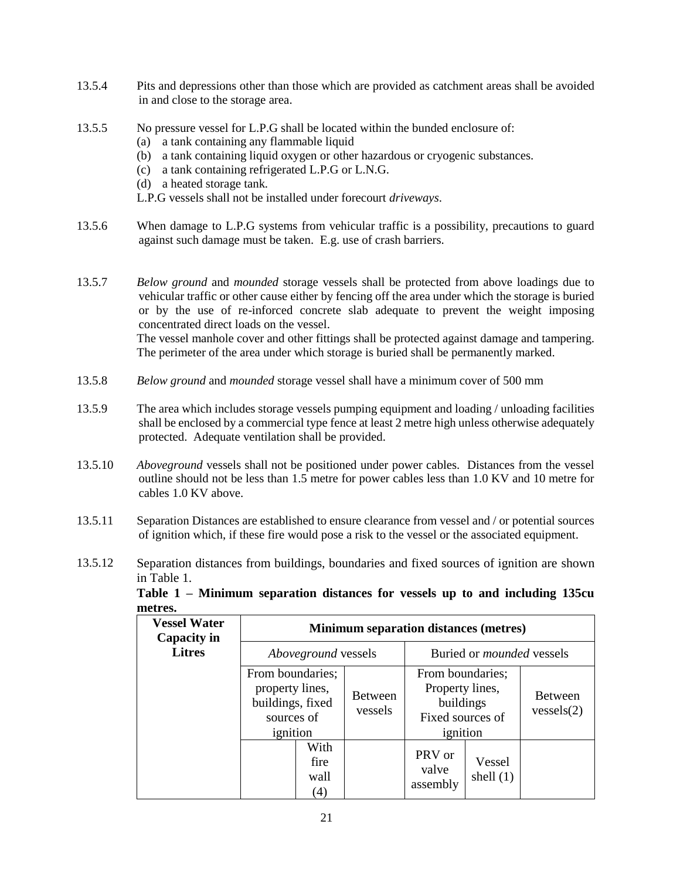13.5.4 Pits and depressions other than those which are provided as catchment areas shall be avoided in and close to the storage area.

13.5.5 No pressure vessel for L.P.G shall be located within the bunded enclosure of:

(a) a tank containing any flammable liquid
(b) a tank containing liquid oxygen or other hazardous or cryogenic substances.
(c) a tank containing refrigerated L.P.G or L.N.G.
(d) a heated storage tank.

L.P.G vessels shall not be installed under forecourt *driveways*.

13.5.6 When damage to L.P.G systems from vehicular traffic is a possibility, precautions to guard against such damage must be taken. E.g. use of crash barriers.

13.5.7 *Below ground* and *mounded* storage vessels shall be protected from above loadings due to vehicular traffic or other cause either by fencing off the area under which the storage is buried or by the use of re-inforced concrete slab adequate to prevent the weight imposing concentrated direct loads on the vessel.
The vessel manhole cover and other fittings shall be protected against damage and tampering. The perimeter of the area under which storage is buried shall be permanently marked.

13.5.8 *Below ground* and *mounded* storage vessel shall have a minimum cover of 500 mm

13.5.9 The area which includes storage vessels pumping equipment and loading / unloading facilities shall be enclosed by a commercial type fence at least 2 metre high unless otherwise adequately protected. Adequate ventilation shall be provided.

13.5.10 *Aboveground* vessels shall not be positioned under power cables. Distances from the vessel outline should not be less than 1.5 metre for power cables less than 1.0 KV and 10 metre for cables 1.0 KV above.

13.5.11 Separation Distances are established to ensure clearance from vessel and / or potential sources of ignition which, if these fire would pose a risk to the vessel or the associated equipment.

13.5.12 Separation distances from buildings, boundaries and fixed sources of ignition are shown in Table 1.

**Table 1 – Minimum separation distances for vessels up to and including 135cu metres.**

| Vessel Water Capacity in Litres | Minimum separation distances (metres) | | | | | |
|---|---|---|---|---|---|---|
| | *Aboveground* vessels | | | Buried or *mounded* vessels | | |
| | From boundaries; property lines, buildings, fixed sources of ignition | | Between vessels | From boundaries; Property lines, buildings Fixed sources of ignition | | Between vessels(2) |
| | | With fire wall (4) | | PRV or valve assembly | Vessel shell (1) | |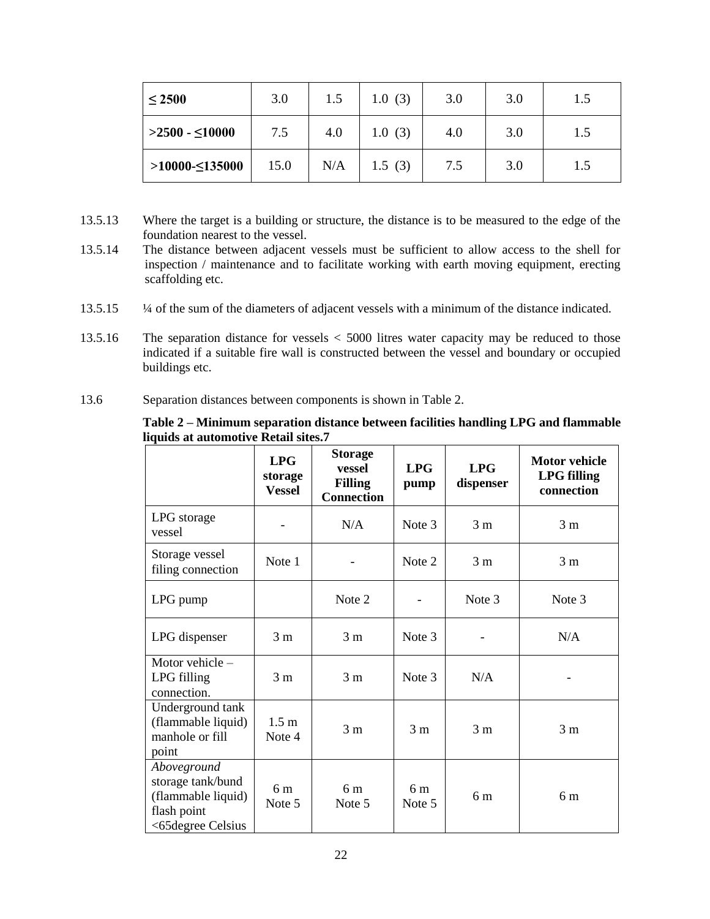| ≤ 2500 | 3.0 | 1.5 | 1.0 (3) | 3.0 | 3.0 | 1.5 |
|---|---|---|---|---|---|---|
| >2500 - ≤10000 | 7.5 | 4.0 | 1.0 (3) | 4.0 | 3.0 | 1.5 |
| >10000-≤135000 | 15.0 | N/A | 1.5 (3) | 7.5 | 3.0 | 1.5 |

13.5.13 Where the target is a building or structure, the distance is to be measured to the edge of the foundation nearest to the vessel.

13.5.14 The distance between adjacent vessels must be sufficient to allow access to the shell for inspection / maintenance and to facilitate working with earth moving equipment, erecting scaffolding etc.

13.5.15 ¼ of the sum of the diameters of adjacent vessels with a minimum of the distance indicated.

13.5.16 The separation distance for vessels < 5000 litres water capacity may be reduced to those indicated if a suitable fire wall is constructed between the vessel and boundary or occupied buildings etc.

13.6 Separation distances between components is shown in Table 2.

**Table 2 – Minimum separation distance between facilities handling LPG and flammable liquids at automotive Retail sites.7**

| | **LPG storage Vessel** | **Storage vessel Filling Connection** | **LPG pump** | **LPG dispenser** | **Motor vehicle LPG filling connection** |
|---|---|---|---|---|---|
| LPG storage vessel | - | N/A | Note 3 | 3 m | 3 m |
| Storage vessel filing connection | Note 1 | - | Note 2 | 3 m | 3 m |
| LPG pump | | Note 2 | - | Note 3 | Note 3 |
| LPG dispenser | 3 m | 3 m | Note 3 | - | N/A |
| Motor vehicle – LPG filling connection. | 3 m | 3 m | Note 3 | N/A | - |
| Underground tank (flammable liquid) manhole or fill point | 1.5 m Note 4 | 3 m | 3 m | 3 m | 3 m |
| *Aboveground* storage tank/bund (flammable liquid) flash point <65degree Celsius | 6 m Note 5 | 6 m Note 5 | 6 m Note 5 | 6 m | 6 m |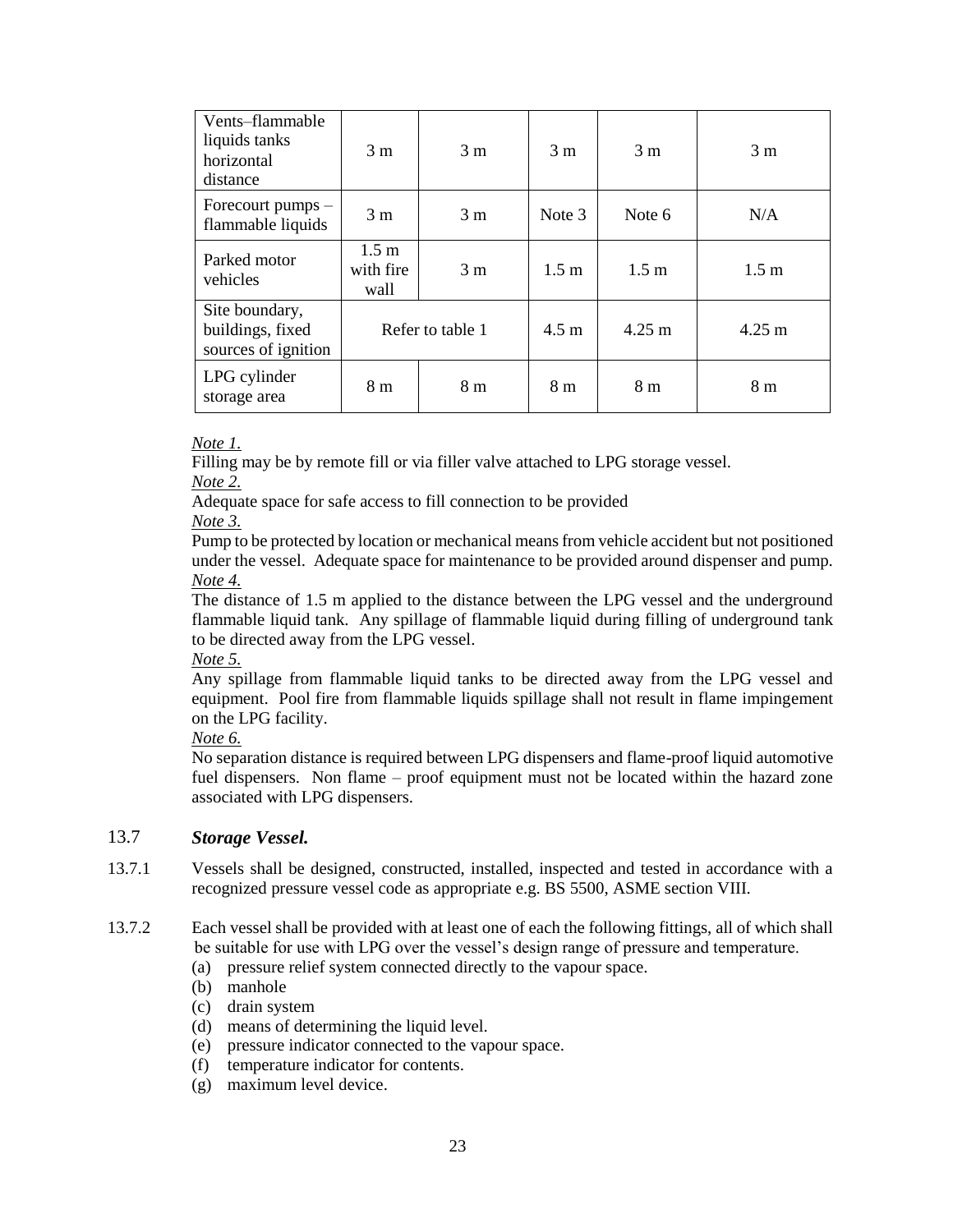| Vents–flammable liquids tanks horizontal distance | 3 m | 3 m | 3 m | 3 m | 3 m |
|---|---|---|---|---|---|
| Forecourt pumps – flammable liquids | 3 m | 3 m | Note 3 | Note 6 | N/A |
| Parked motor vehicles | 1.5 m with fire wall | 3 m | 1.5 m | 1.5 m | 1.5 m |
| Site boundary, buildings, fixed sources of ignition | Refer to table 1 | | 4.5 m | 4.25 m | 4.25 m |
| LPG cylinder storage area | 8 m | 8 m | 8 m | 8 m | 8 m |

*Note 1.*

Filling may be by remote fill or via filler valve attached to LPG storage vessel.

*Note 2.*

Adequate space for safe access to fill connection to be provided

*Note 3.*

Pump to be protected by location or mechanical means from vehicle accident but not positioned under the vessel. Adequate space for maintenance to be provided around dispenser and pump.

*Note 4.*

The distance of 1.5 m applied to the distance between the LPG vessel and the underground flammable liquid tank. Any spillage of flammable liquid during filling of underground tank to be directed away from the LPG vessel.

*Note 5.*

Any spillage from flammable liquid tanks to be directed away from the LPG vessel and equipment. Pool fire from flammable liquids spillage shall not result in flame impingement on the LPG facility.

*Note 6.*

No separation distance is required between LPG dispensers and flame-proof liquid automotive fuel dispensers. Non flame – proof equipment must not be located within the hazard zone associated with LPG dispensers.

## 13.7 *Storage Vessel.*

13.7.1 Vessels shall be designed, constructed, installed, inspected and tested in accordance with a recognized pressure vessel code as appropriate e.g. BS 5500, ASME section VIII.

13.7.2 Each vessel shall be provided with at least one of each the following fittings, all of which shall be suitable for use with LPG over the vessel's design range of pressure and temperature.

(a) pressure relief system connected directly to the vapour space.
(b) manhole
(c) drain system
(d) means of determining the liquid level.
(e) pressure indicator connected to the vapour space.
(f) temperature indicator for contents.
(g) maximum level device.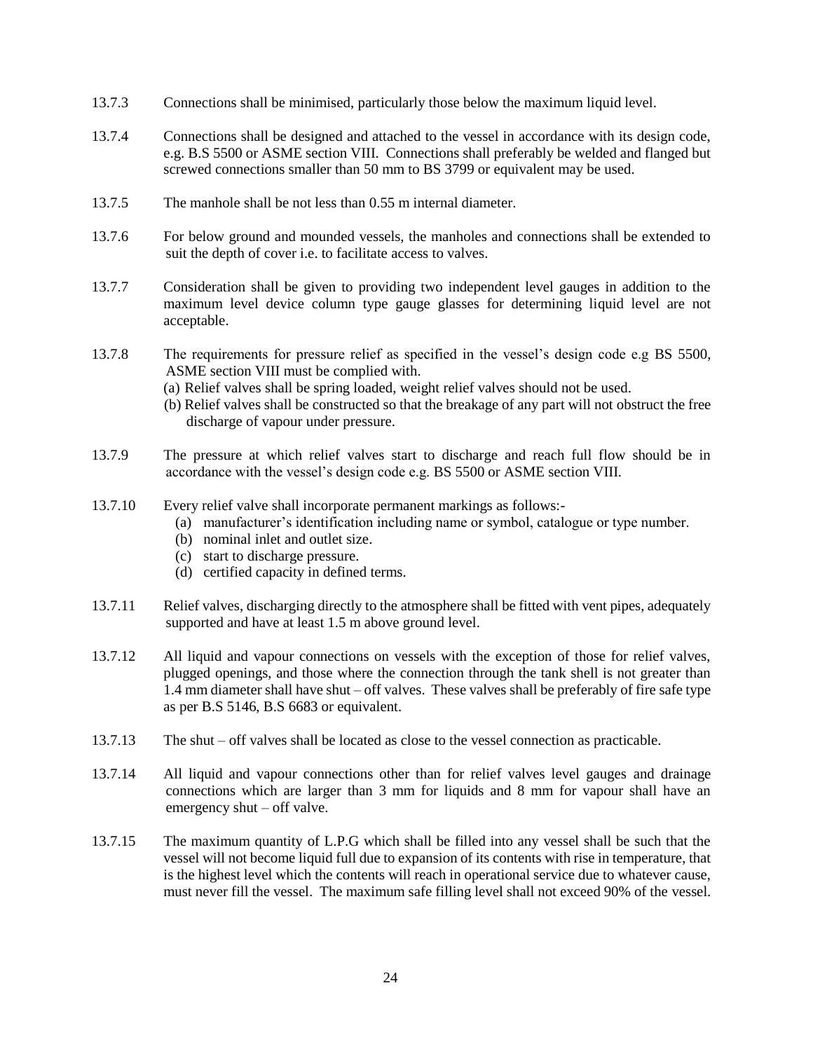13.7.3 Connections shall be minimised, particularly those below the maximum liquid level.

13.7.4 Connections shall be designed and attached to the vessel in accordance with its design code, e.g. B.S 5500 or ASME section VIII. Connections shall preferably be welded and flanged but screwed connections smaller than 50 mm to BS 3799 or equivalent may be used.

13.7.5 The manhole shall be not less than 0.55 m internal diameter.

13.7.6 For below ground and mounded vessels, the manholes and connections shall be extended to suit the depth of cover i.e. to facilitate access to valves.

13.7.7 Consideration shall be given to providing two independent level gauges in addition to the maximum level device column type gauge glasses for determining liquid level are not acceptable.

13.7.8 The requirements for pressure relief as specified in the vessel's design code e.g BS 5500, ASME section VIII must be complied with.

(a) Relief valves shall be spring loaded, weight relief valves should not be used.
(b) Relief valves shall be constructed so that the breakage of any part will not obstruct the free discharge of vapour under pressure.

13.7.9 The pressure at which relief valves start to discharge and reach full flow should be in accordance with the vessel's design code e.g. BS 5500 or ASME section VIII.

13.7.10 Every relief valve shall incorporate permanent markings as follows:-

(a) manufacturer's identification including name or symbol, catalogue or type number.
(b) nominal inlet and outlet size.
(c) start to discharge pressure.
(d) certified capacity in defined terms.

13.7.11 Relief valves, discharging directly to the atmosphere shall be fitted with vent pipes, adequately supported and have at least 1.5 m above ground level.

13.7.12 All liquid and vapour connections on vessels with the exception of those for relief valves, plugged openings, and those where the connection through the tank shell is not greater than 1.4 mm diameter shall have shut – off valves. These valves shall be preferably of fire safe type as per B.S 5146, B.S 6683 or equivalent.

13.7.13 The shut – off valves shall be located as close to the vessel connection as practicable.

13.7.14 All liquid and vapour connections other than for relief valves level gauges and drainage connections which are larger than 3 mm for liquids and 8 mm for vapour shall have an emergency shut – off valve.

13.7.15 The maximum quantity of L.P.G which shall be filled into any vessel shall be such that the vessel will not become liquid full due to expansion of its contents with rise in temperature, that is the highest level which the contents will reach in operational service due to whatever cause, must never fill the vessel. The maximum safe filling level shall not exceed 90% of the vessel.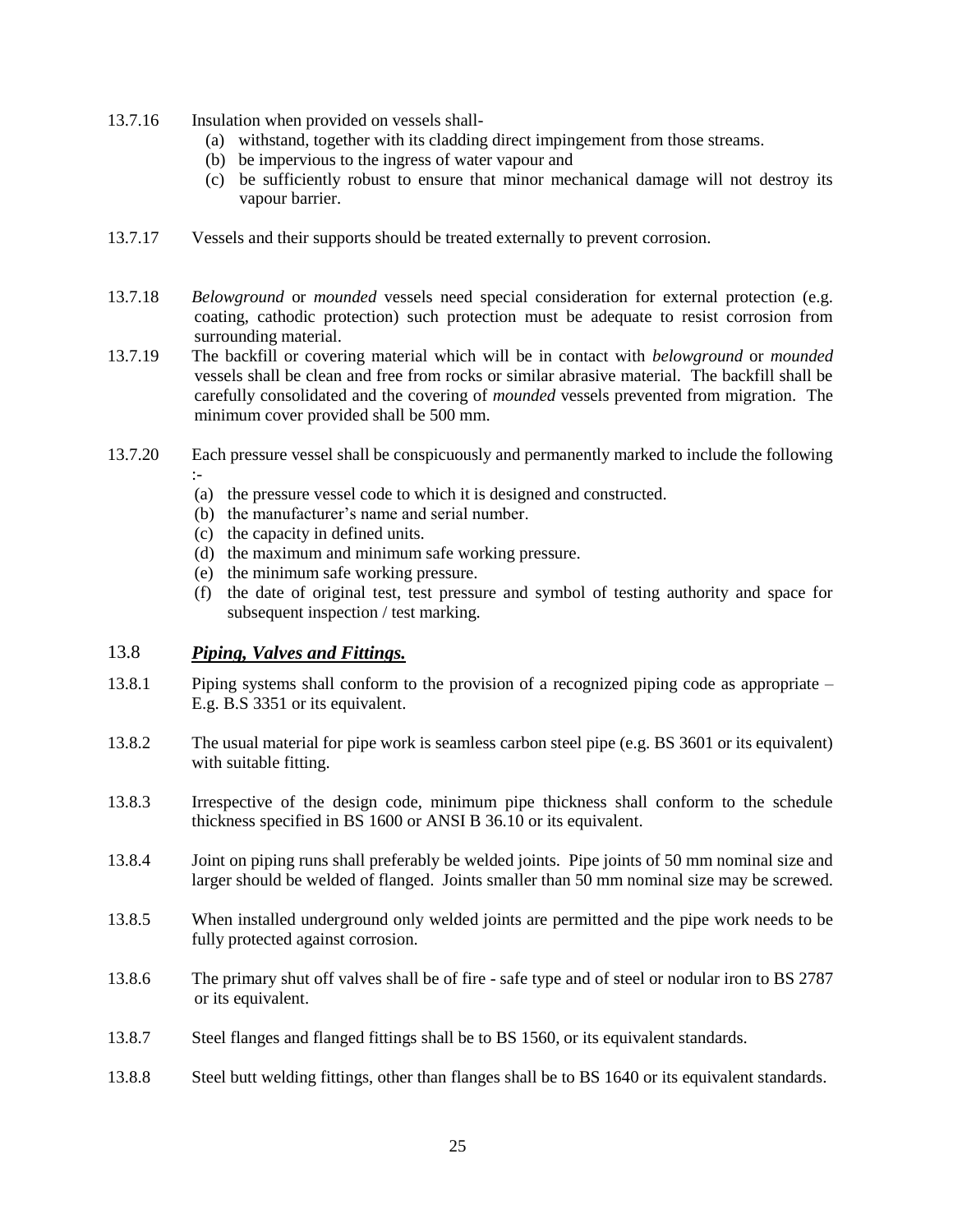13.7.16 Insulation when provided on vessels shall-

(a) withstand, together with its cladding direct impingement from those streams.
(b) be impervious to the ingress of water vapour and
(c) be sufficiently robust to ensure that minor mechanical damage will not destroy its vapour barrier.

13.7.17 Vessels and their supports should be treated externally to prevent corrosion.

13.7.18 *Belowground* or *mounded* vessels need special consideration for external protection (e.g. coating, cathodic protection) such protection must be adequate to resist corrosion from surrounding material.

13.7.19 The backfill or covering material which will be in contact with *belowground* or *mounded* vessels shall be clean and free from rocks or similar abrasive material. The backfill shall be carefully consolidated and the covering of *mounded* vessels prevented from migration. The minimum cover provided shall be 500 mm.

13.7.20 Each pressure vessel shall be conspicuously and permanently marked to include the following :-

(a) the pressure vessel code to which it is designed and constructed.
(b) the manufacturer's name and serial number.
(c) the capacity in defined units.
(d) the maximum and minimum safe working pressure.
(e) the minimum safe working pressure.
(f) the date of original test, test pressure and symbol of testing authority and space for subsequent inspection / test marking.

## 13.8 ***Piping, Valves and Fittings.***

13.8.1 Piping systems shall conform to the provision of a recognized piping code as appropriate – E.g. B.S 3351 or its equivalent.

13.8.2 The usual material for pipe work is seamless carbon steel pipe (e.g. BS 3601 or its equivalent) with suitable fitting.

13.8.3 Irrespective of the design code, minimum pipe thickness shall conform to the schedule thickness specified in BS 1600 or ANSI B 36.10 or its equivalent.

13.8.4 Joint on piping runs shall preferably be welded joints. Pipe joints of 50 mm nominal size and larger should be welded of flanged. Joints smaller than 50 mm nominal size may be screwed.

13.8.5 When installed underground only welded joints are permitted and the pipe work needs to be fully protected against corrosion.

13.8.6 The primary shut off valves shall be of fire - safe type and of steel or nodular iron to BS 2787 or its equivalent.

13.8.7 Steel flanges and flanged fittings shall be to BS 1560, or its equivalent standards.

13.8.8 Steel butt welding fittings, other than flanges shall be to BS 1640 or its equivalent standards.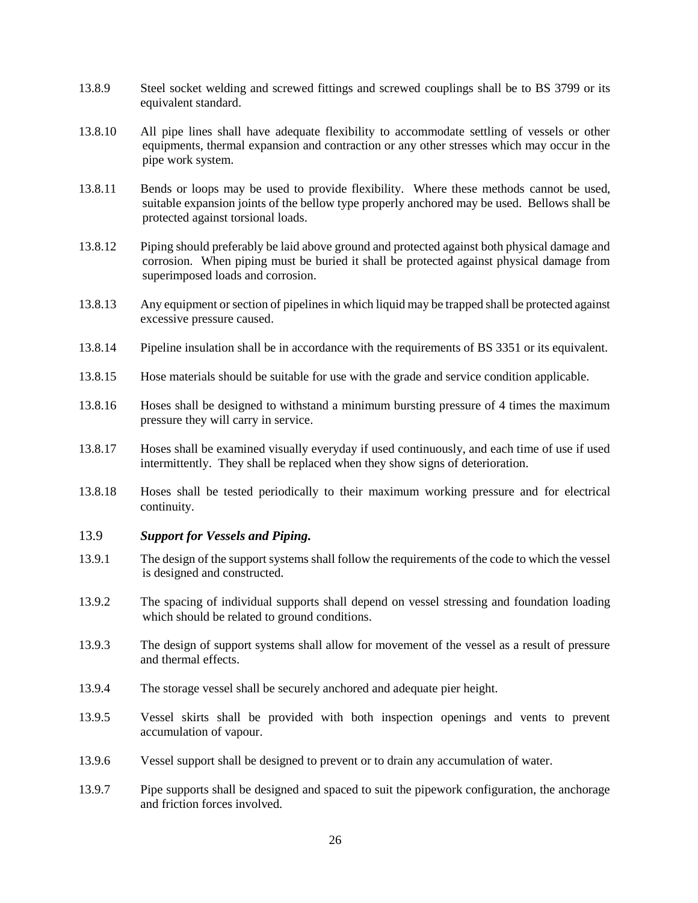13.8.9 Steel socket welding and screwed fittings and screwed couplings shall be to BS 3799 or its equivalent standard.

13.8.10 All pipe lines shall have adequate flexibility to accommodate settling of vessels or other equipments, thermal expansion and contraction or any other stresses which may occur in the pipe work system.

13.8.11 Bends or loops may be used to provide flexibility. Where these methods cannot be used, suitable expansion joints of the bellow type properly anchored may be used. Bellows shall be protected against torsional loads.

13.8.12 Piping should preferably be laid above ground and protected against both physical damage and corrosion. When piping must be buried it shall be protected against physical damage from superimposed loads and corrosion.

13.8.13 Any equipment or section of pipelines in which liquid may be trapped shall be protected against excessive pressure caused.

13.8.14 Pipeline insulation shall be in accordance with the requirements of BS 3351 or its equivalent.

13.8.15 Hose materials should be suitable for use with the grade and service condition applicable.

13.8.16 Hoses shall be designed to withstand a minimum bursting pressure of 4 times the maximum pressure they will carry in service.

13.8.17 Hoses shall be examined visually everyday if used continuously, and each time of use if used intermittently. They shall be replaced when they show signs of deterioration.

13.8.18 Hoses shall be tested periodically to their maximum working pressure and for electrical continuity.

## 13.9 *Support for Vessels and Piping.*

13.9.1 The design of the support systems shall follow the requirements of the code to which the vessel is designed and constructed.

13.9.2 The spacing of individual supports shall depend on vessel stressing and foundation loading which should be related to ground conditions.

13.9.3 The design of support systems shall allow for movement of the vessel as a result of pressure and thermal effects.

13.9.4 The storage vessel shall be securely anchored and adequate pier height.

13.9.5 Vessel skirts shall be provided with both inspection openings and vents to prevent accumulation of vapour.

13.9.6 Vessel support shall be designed to prevent or to drain any accumulation of water.

13.9.7 Pipe supports shall be designed and spaced to suit the pipework configuration, the anchorage and friction forces involved.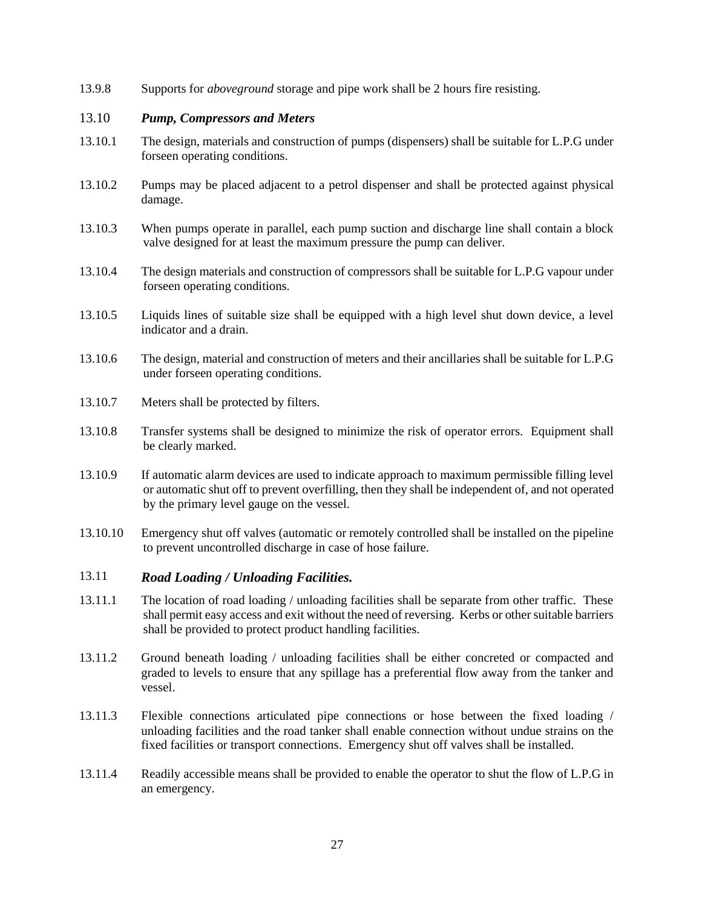13.9.8 Supports for *aboveground* storage and pipe work shall be 2 hours fire resisting.

### 13.10 *Pump, Compressors and Meters*

13.10.1 The design, materials and construction of pumps (dispensers) shall be suitable for L.P.G under forseen operating conditions.

13.10.2 Pumps may be placed adjacent to a petrol dispenser and shall be protected against physical damage.

13.10.3 When pumps operate in parallel, each pump suction and discharge line shall contain a block valve designed for at least the maximum pressure the pump can deliver.

13.10.4 The design materials and construction of compressors shall be suitable for L.P.G vapour under forseen operating conditions.

13.10.5 Liquids lines of suitable size shall be equipped with a high level shut down device, a level indicator and a drain.

13.10.6 The design, material and construction of meters and their ancillaries shall be suitable for L.P.G under forseen operating conditions.

13.10.7 Meters shall be protected by filters.

13.10.8 Transfer systems shall be designed to minimize the risk of operator errors. Equipment shall be clearly marked.

13.10.9 If automatic alarm devices are used to indicate approach to maximum permissible filling level or automatic shut off to prevent overfilling, then they shall be independent of, and not operated by the primary level gauge on the vessel.

13.10.10 Emergency shut off valves (automatic or remotely controlled shall be installed on the pipeline to prevent uncontrolled discharge in case of hose failure.

### 13.11 *Road Loading / Unloading Facilities.*

13.11.1 The location of road loading / unloading facilities shall be separate from other traffic. These shall permit easy access and exit without the need of reversing. Kerbs or other suitable barriers shall be provided to protect product handling facilities.

13.11.2 Ground beneath loading / unloading facilities shall be either concreted or compacted and graded to levels to ensure that any spillage has a preferential flow away from the tanker and vessel.

13.11.3 Flexible connections articulated pipe connections or hose between the fixed loading / unloading facilities and the road tanker shall enable connection without undue strains on the fixed facilities or transport connections. Emergency shut off valves shall be installed.

13.11.4 Readily accessible means shall be provided to enable the operator to shut the flow of L.P.G in an emergency.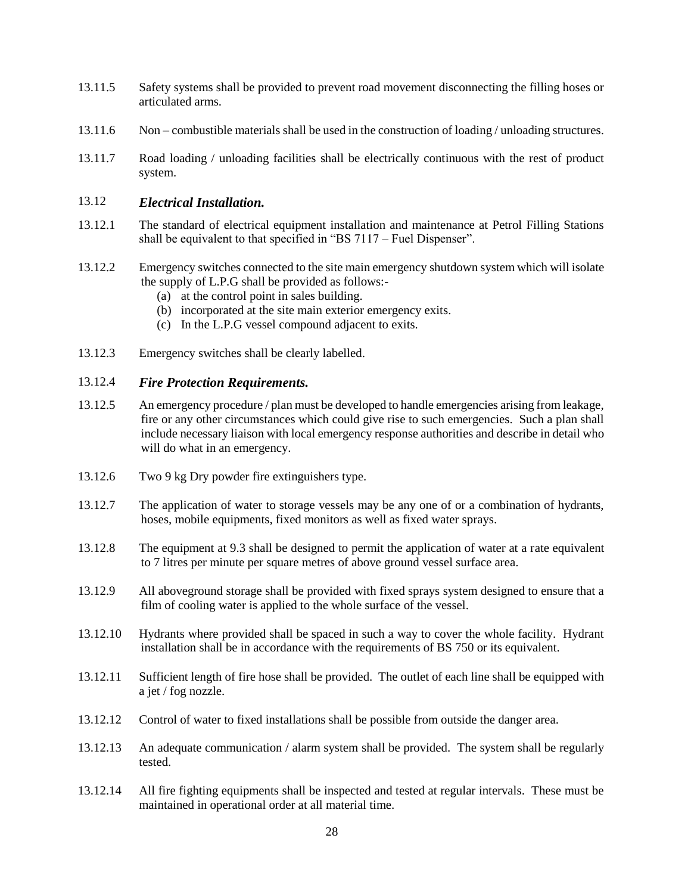13.11.5 Safety systems shall be provided to prevent road movement disconnecting the filling hoses or articulated arms.

13.11.6 Non – combustible materials shall be used in the construction of loading / unloading structures.

13.11.7 Road loading / unloading facilities shall be electrically continuous with the rest of product system.

### 13.12 *Electrical Installation.*

13.12.1 The standard of electrical equipment installation and maintenance at Petrol Filling Stations shall be equivalent to that specified in "BS 7117 – Fuel Dispenser".

13.12.2 Emergency switches connected to the site main emergency shutdown system which will isolate the supply of L.P.G shall be provided as follows:-

- (a) at the control point in sales building.
- (b) incorporated at the site main exterior emergency exits.
- (c) In the L.P.G vessel compound adjacent to exits.

13.12.3 Emergency switches shall be clearly labelled.

### 13.12.4 *Fire Protection Requirements.*

13.12.5 An emergency procedure / plan must be developed to handle emergencies arising from leakage, fire or any other circumstances which could give rise to such emergencies. Such a plan shall include necessary liaison with local emergency response authorities and describe in detail who will do what in an emergency.

13.12.6 Two 9 kg Dry powder fire extinguishers type.

13.12.7 The application of water to storage vessels may be any one of or a combination of hydrants, hoses, mobile equipments, fixed monitors as well as fixed water sprays.

13.12.8 The equipment at 9.3 shall be designed to permit the application of water at a rate equivalent to 7 litres per minute per square metres of above ground vessel surface area.

13.12.9 All aboveground storage shall be provided with fixed sprays system designed to ensure that a film of cooling water is applied to the whole surface of the vessel.

13.12.10 Hydrants where provided shall be spaced in such a way to cover the whole facility. Hydrant installation shall be in accordance with the requirements of BS 750 or its equivalent.

13.12.11 Sufficient length of fire hose shall be provided. The outlet of each line shall be equipped with a jet / fog nozzle.

13.12.12 Control of water to fixed installations shall be possible from outside the danger area.

13.12.13 An adequate communication / alarm system shall be provided. The system shall be regularly tested.

13.12.14 All fire fighting equipments shall be inspected and tested at regular intervals. These must be maintained in operational order at all material time.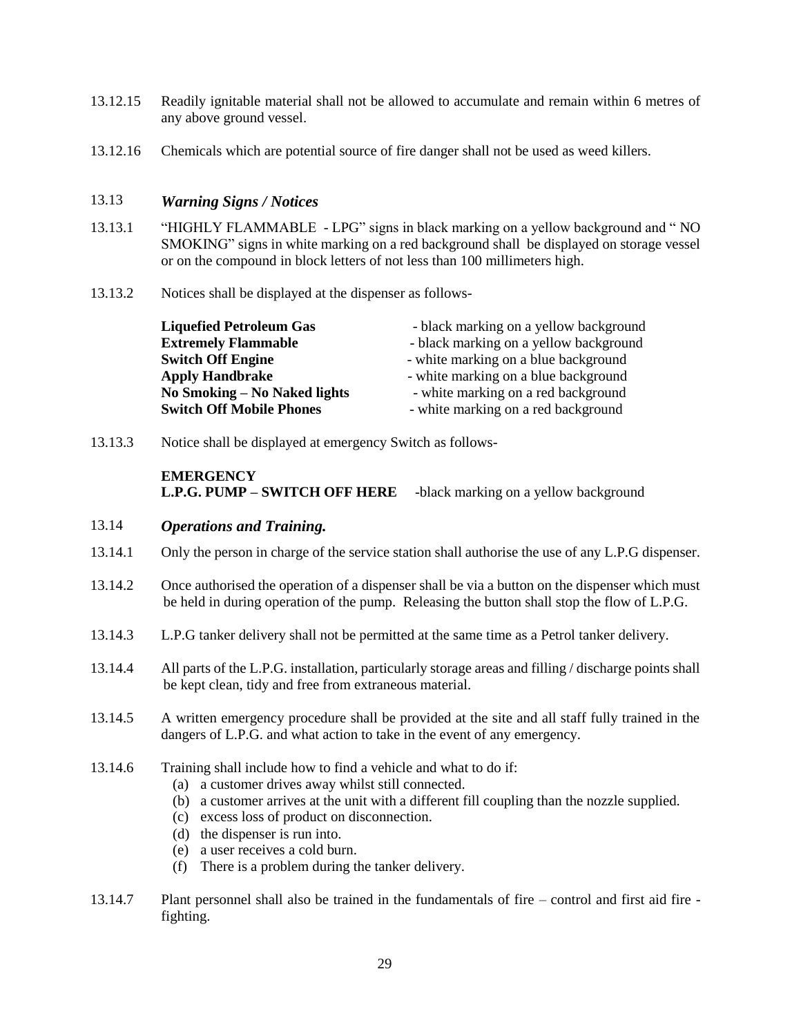13.12.15 Readily ignitable material shall not be allowed to accumulate and remain within 6 metres of any above ground vessel.

13.12.16 Chemicals which are potential source of fire danger shall not be used as weed killers.

## 13.13 *Warning Signs / Notices*

13.13.1 "HIGHLY FLAMMABLE - LPG" signs in black marking on a yellow background and " NO SMOKING" signs in white marking on a red background shall be displayed on storage vessel or on the compound in block letters of not less than 100 millimeters high.

13.13.2 Notices shall be displayed at the dispenser as follows-

| | |
|---|---|
| **Liquefied Petroleum Gas** | - black marking on a yellow background |
| **Extremely Flammable** | - black marking on a yellow background |
| **Switch Off Engine** | - white marking on a blue background |
| **Apply Handbrake** | - white marking on a blue background |
| **No Smoking – No Naked lights** | - white marking on a red background |
| **Switch Off Mobile Phones** | - white marking on a red background |

13.13.3 Notice shall be displayed at emergency Switch as follows-

**EMERGENCY**
**L.P.G. PUMP – SWITCH OFF HERE** -black marking on a yellow background

## 13.14 *Operations and Training.*

13.14.1 Only the person in charge of the service station shall authorise the use of any L.P.G dispenser.

13.14.2 Once authorised the operation of a dispenser shall be via a button on the dispenser which must be held in during operation of the pump. Releasing the button shall stop the flow of L.P.G.

13.14.3 L.P.G tanker delivery shall not be permitted at the same time as a Petrol tanker delivery.

13.14.4 All parts of the L.P.G. installation, particularly storage areas and filling / discharge points shall be kept clean, tidy and free from extraneous material.

13.14.5 A written emergency procedure shall be provided at the site and all staff fully trained in the dangers of L.P.G. and what action to take in the event of any emergency.

13.14.6 Training shall include how to find a vehicle and what to do if:

(a) a customer drives away whilst still connected.
(b) a customer arrives at the unit with a different fill coupling than the nozzle supplied.
(c) excess loss of product on disconnection.
(d) the dispenser is run into.
(e) a user receives a cold burn.
(f) There is a problem during the tanker delivery.

13.14.7 Plant personnel shall also be trained in the fundamentals of fire – control and first aid fire - fighting.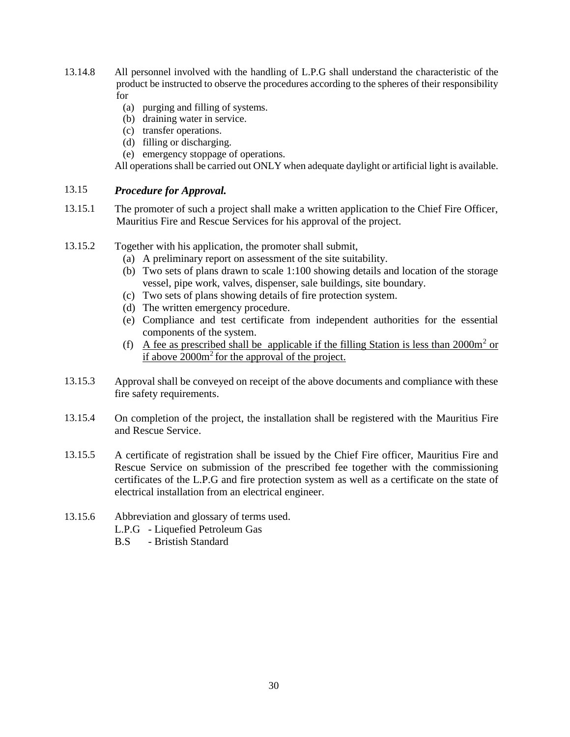13.14.8 All personnel involved with the handling of L.P.G shall understand the characteristic of the product be instructed to observe the procedures according to the spheres of their responsibility for

(a) purging and filling of systems.
(b) draining water in service.
(c) transfer operations.
(d) filling or discharging.
(e) emergency stoppage of operations.

All operations shall be carried out ONLY when adequate daylight or artificial light is available.

### 13.15 ***Procedure for Approval.***

13.15.1 The promoter of such a project shall make a written application to the Chief Fire Officer, Mauritius Fire and Rescue Services for his approval of the project.

13.15.2 Together with his application, the promoter shall submit,

(a) A preliminary report on assessment of the site suitability.
(b) Two sets of plans drawn to scale 1:100 showing details and location of the storage vessel, pipe work, valves, dispenser, sale buildings, site boundary.
(c) Two sets of plans showing details of fire protection system.
(d) The written emergency procedure.
(e) Compliance and test certificate from independent authorities for the essential components of the system.
(f) <u>A fee as prescribed shall be applicable if the filling Station is less than $2000m^2$ or if above $2000m^2$ for the approval of the project.</u>

13.15.3 Approval shall be conveyed on receipt of the above documents and compliance with these fire safety requirements.

13.15.4 On completion of the project, the installation shall be registered with the Mauritius Fire and Rescue Service.

13.15.5 A certificate of registration shall be issued by the Chief Fire officer, Mauritius Fire and Rescue Service on submission of the prescribed fee together with the commissioning certificates of the L.P.G and fire protection system as well as a certificate on the state of electrical installation from an electrical engineer.

13.15.6 Abbreviation and glossary of terms used.

L.P.G - Liquefied Petroleum Gas
B.S - Bristish Standard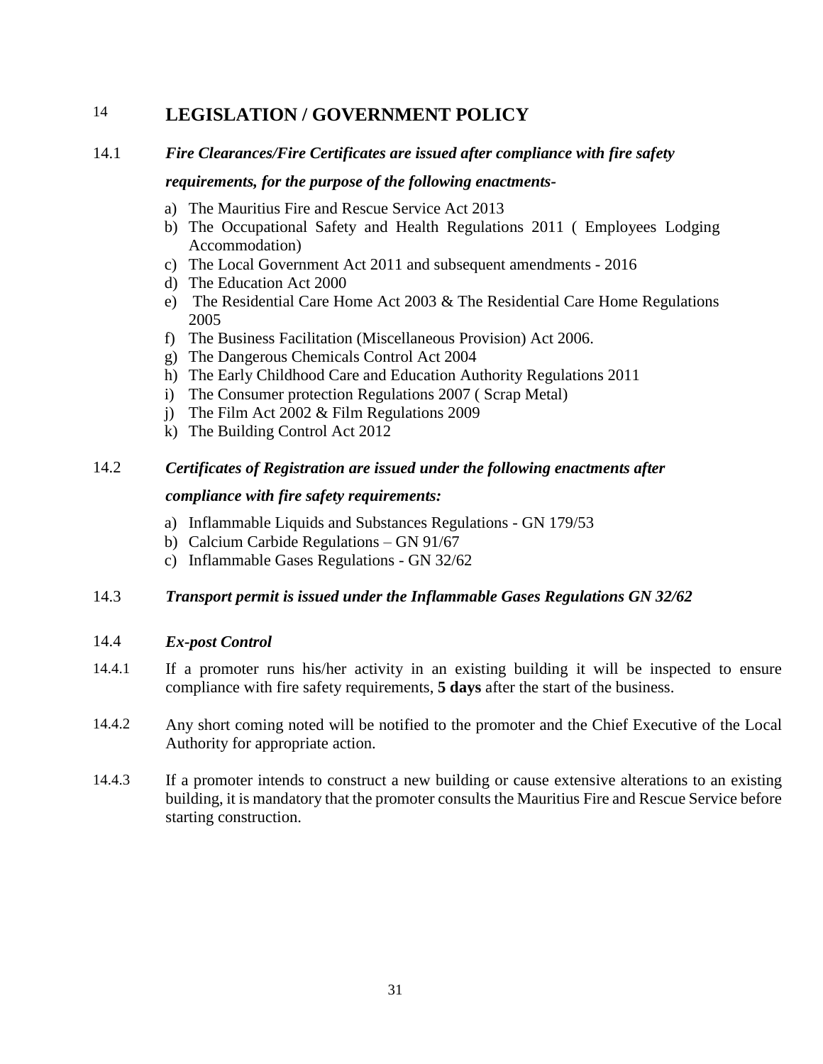# 14 LEGISLATION / GOVERNMENT POLICY

14.1 ***Fire Clearances/Fire Certificates are issued after compliance with fire safety requirements, for the purpose of the following enactments-***

a) The Mauritius Fire and Rescue Service Act 2013
b) The Occupational Safety and Health Regulations 2011 ( Employees Lodging Accommodation)
c) The Local Government Act 2011 and subsequent amendments - 2016
d) The Education Act 2000
e) The Residential Care Home Act 2003 & The Residential Care Home Regulations 2005
f) The Business Facilitation (Miscellaneous Provision) Act 2006.
g) The Dangerous Chemicals Control Act 2004
h) The Early Childhood Care and Education Authority Regulations 2011
i) The Consumer protection Regulations 2007 ( Scrap Metal)
j) The Film Act 2002 & Film Regulations 2009
k) The Building Control Act 2012

14.2 ***Certificates of Registration are issued under the following enactments after compliance with fire safety requirements:***

a) Inflammable Liquids and Substances Regulations - GN 179/53
b) Calcium Carbide Regulations – GN 91/67
c) Inflammable Gases Regulations - GN 32/62

14.3 ***Transport permit is issued under the Inflammable Gases Regulations GN 32/62***

14.4 ***Ex-post Control***

14.4.1 If a promoter runs his/her activity in an existing building it will be inspected to ensure compliance with fire safety requirements, **5 days** after the start of the business.

14.4.2 Any short coming noted will be notified to the promoter and the Chief Executive of the Local Authority for appropriate action.

14.4.3 If a promoter intends to construct a new building or cause extensive alterations to an existing building, it is mandatory that the promoter consults the Mauritius Fire and Rescue Service before starting construction.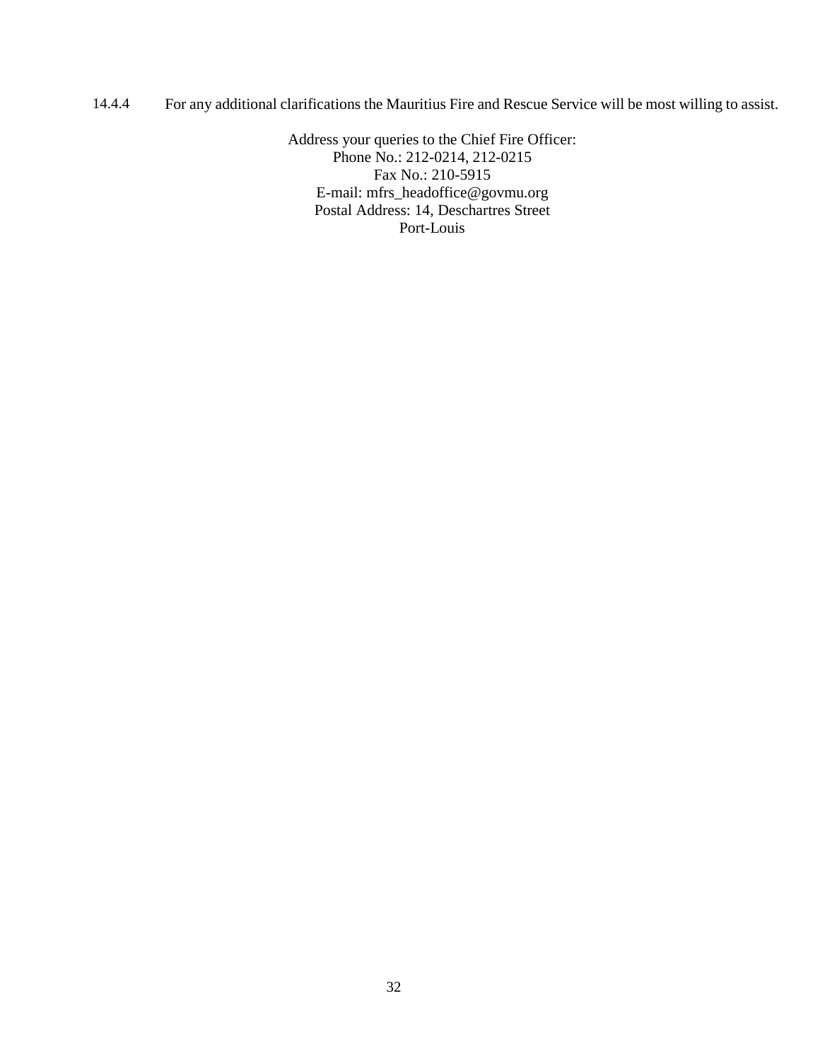14.4.4 For any additional clarifications the Mauritius Fire and Rescue Service will be most willing to assist.

Address your queries to the Chief Fire Officer:
Phone No.: 212-0214, 212-0215
Fax No.: 210-5915
E-mail: mfrs_headoffice@govmu.org
Postal Address: 14, Deschartres Street
Port-Louis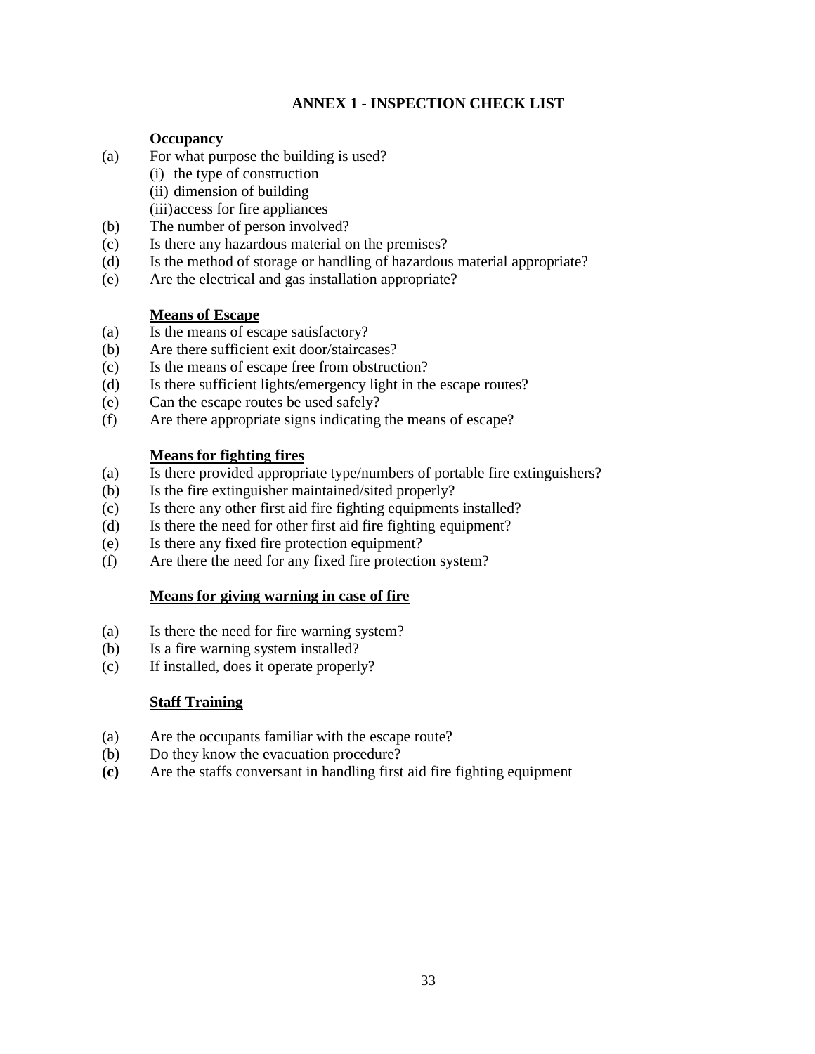## ANNEX 1 - INSPECTION CHECK LIST

**Occupancy**

(a) For what purpose the building is used?
  (i) the type of construction
  (ii) dimension of building
  (iii) access for fire appliances

(b) The number of person involved?

(c) Is there any hazardous material on the premises?

(d) Is the method of storage or handling of hazardous material appropriate?

(e) Are the electrical and gas installation appropriate?

**Means of Escape**

(a) Is the means of escape satisfactory?

(b) Are there sufficient exit door/staircases?

(c) Is the means of escape free from obstruction?

(d) Is there sufficient lights/emergency light in the escape routes?

(e) Can the escape routes be used safely?

(f) Are there appropriate signs indicating the means of escape?

**Means for fighting fires**

(a) Is there provided appropriate type/numbers of portable fire extinguishers?

(b) Is the fire extinguisher maintained/sited properly?

(c) Is there any other first aid fire fighting equipments installed?

(d) Is there the need for other first aid fire fighting equipment?

(e) Is there any fixed fire protection equipment?

(f) Are there the need for any fixed fire protection system?

**Means for giving warning in case of fire**

(a) Is there the need for fire warning system?

(b) Is a fire warning system installed?

(c) If installed, does it operate properly?

**Staff Training**

(a) Are the occupants familiar with the escape route?

(b) Do they know the evacuation procedure?

**(c)** Are the staffs conversant in handling first aid fire fighting equipment